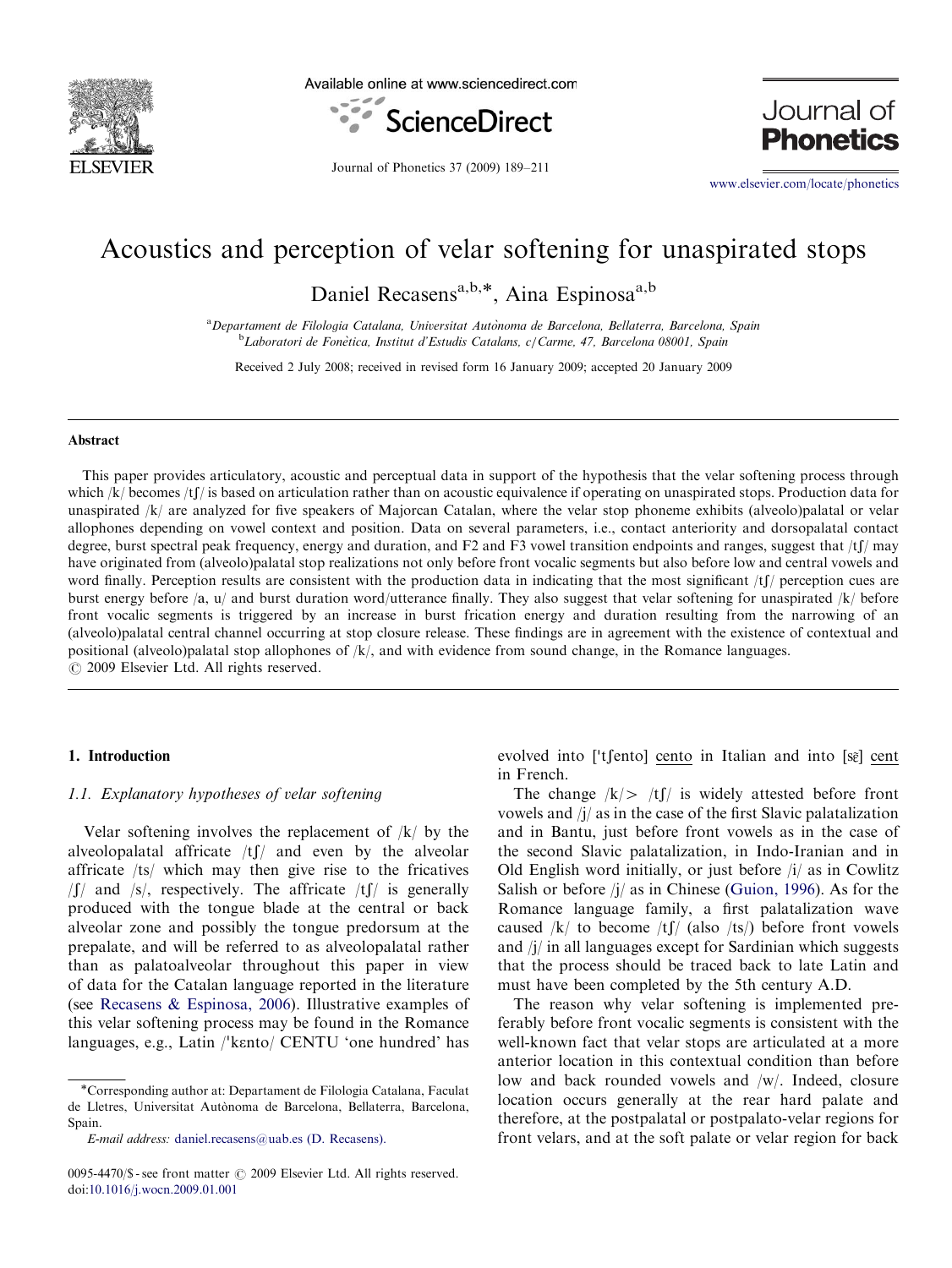# Acoustics and perception of velar softening for unaspirated stops

Daniel Recasens[a,b,*], Aina Espinosa[a,b]

[a]Departament de Filologia Catalana, Universitat Autònoma de Barcelona, Bellaterra, Barcelona, Spain
[b]Laboratori de Fonètica, Institut d'Estudis Catalans, c/Carme, 47, Barcelona 08001, Spain

Received 2 July 2008; received in revised form 16 January 2009; accepted 20 January 2009

## Abstract

This paper provides articulatory, acoustic and perceptual data in support of the hypothesis that the velar softening process through which /k/ becomes /tʃ/ is based on articulation rather than on acoustic equivalence if operating on unaspirated stops. Production data for unaspirated /k/ are analyzed for five speakers of Majorcan Catalan, where the velar stop phoneme exhibits (alveolo)palatal or velar allophones depending on vowel context and position. Data on several parameters, i.e., contact anteriority and dorsopalatal contact degree, burst spectral peak frequency, energy and duration, and F2 and F3 vowel transition endpoints and ranges, suggest that /tʃ/ may have originated from (alveolo)palatal stop realizations not only before front vocalic segments but also before low and central vowels and word finally. Perception results are consistent with the production data in indicating that the most significant /tʃ/ perception cues are burst energy before /a, u/ and burst duration word/utterance finally. They also suggest that velar softening for unaspirated /k/ before front vocalic segments is triggered by an increase in burst frication energy and duration resulting from the narrowing of an (alveolo)palatal central channel occurring at stop closure release. These findings are in agreement with the existence of contextual and positional (alveolo)palatal stop allophones of /k/, and with evidence from sound change, in the Romance languages.
© 2009 Elsevier Ltd. All rights reserved.

## 1. Introduction

### 1.1. Explanatory hypotheses of velar softening

Velar softening involves the replacement of /k/ by the alveolopalatal affricate /tʃ/ and even by the alveolar affricate /ts/ which may then give rise to the fricatives /ʃ/ and /s/, respectively. The affricate /tʃ/ is generally produced with the tongue blade at the central or back alveolar zone and possibly the tongue predorsum at the prepalate, and will be referred to as alveolopalatal rather than as palatoalveolar throughout this paper in view of data for the Catalan language reported in the literature (see Recasens & Espinosa, 2006). Illustrative examples of this velar softening process may be found in the Romance languages, e.g., Latin /ˈkɛnto/ CENTU 'one hundred' has evolved into [ˈtʃento] cento in Italian and into [sẽ] cent in French.

The change /k/ > /tʃ/ is widely attested before front vowels and /j/ as in the case of the first Slavic palatalization and in Bantu, just before front vowels as in the case of the second Slavic palatalization, in Indo-Iranian and in Old English word initially, or just before /i/ as in Cowlitz Salish or before /j/ as in Chinese (Guion, 1996). As for the Romance language family, a first palatalization wave caused /k/ to become /tʃ/ (also /ts/) before front vowels and /j/ in all languages except for Sardinian which suggests that the process should be traced back to late Latin and must have been completed by the 5th century A.D.

The reason why velar softening is implemented preferably before front vocalic segments is consistent with the well-known fact that velar stops are articulated at a more anterior location in this contextual condition than before low and back rounded vowels and /w/. Indeed, closure location occurs generally at the rear hard palate and therefore, at the postpalatal or postpalato-velar regions for front velars, and at the soft palate or velar region for back

*Corresponding author at: Departament de Filologia Catalana, Faculat de Lletres, Universitat Autònoma de Barcelona, Bellaterra, Barcelona, Spain.
E-mail address: daniel.recasens@uab.es (D. Recasens).

0095-4470/$ - see front matter © 2009 Elsevier Ltd. All rights reserved.
doi:10.1016/j.wocn.2009.01.001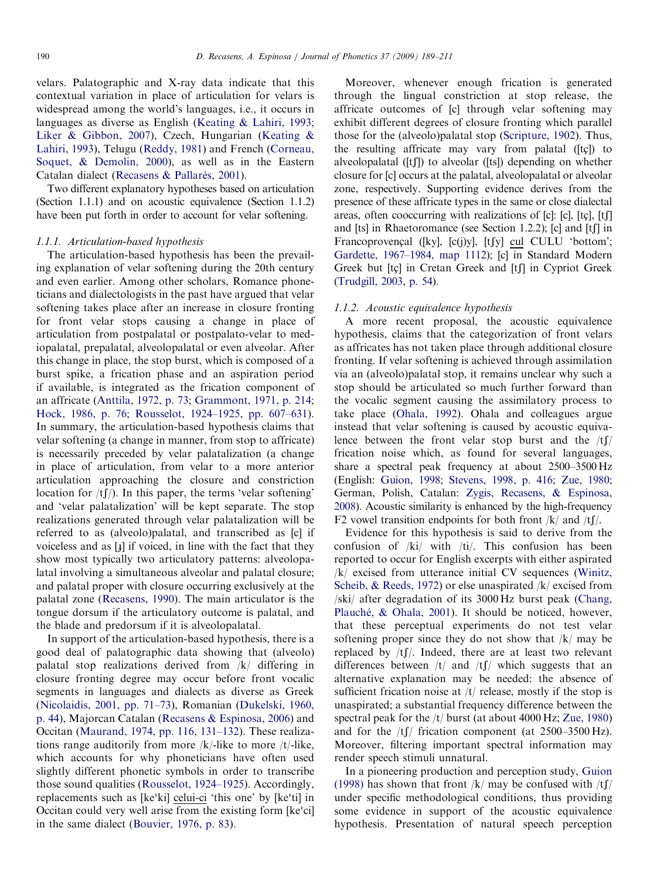velars. Palatographic and X-ray data indicate that this contextual variation in place of articulation for velars is widespread among the world's languages, i.e., it occurs in languages as diverse as English (Keating & Lahiri, 1993; Liker & Gibbon, 2007), Czech, Hungarian (Keating & Lahiri, 1993), Telugu (Reddy, 1981) and French (Corneau, Soquet, & Demolin, 2000), as well as in the Eastern Catalan dialect (Recasens & Pallarès, 2001).

Two different explanatory hypotheses based on articulation (Section 1.1.1) and on acoustic equivalence (Section 1.1.2) have been put forth in order to account for velar softening.

### 1.1.1. Articulation-based hypothesis

The articulation-based hypothesis has been the prevailing explanation of velar softening during the 20th century and even earlier. Among other scholars, Romance phoneticians and dialectologists in the past have argued that velar softening takes place after an increase in closure fronting for front velar stops causing a change in place of articulation from postpalatal or postpalato-velar to mediopalatal, prepalatal, alveolopalatal or even alveolar. After this change in place, the stop burst, which is composed of a burst spike, a frication phase and an aspiration period if available, is integrated as the frication component of an affricate (Anttila, 1972, p. 73; Grammont, 1971, p. 214; Hock, 1986, p. 76; Rousselot, 1924–1925, pp. 607–631). In summary, the articulation-based hypothesis claims that velar softening (a change in manner, from stop to affricate) is necessarily preceded by velar palatalization (a change in place of articulation, from velar to a more anterior articulation approaching the closure and constriction location for /tʃ/). In this paper, the terms 'velar softening' and 'velar palatalization' will be kept separate. The stop realizations generated through velar palatalization will be referred to as (alveolo)palatal, and transcribed as [c] if voiceless and as [ɟ] if voiced, in line with the fact that they show most typically two articulatory patterns: alveolopalatal involving a simultaneous alveolar and palatal closure; and palatal proper with closure occurring exclusively at the palatal zone (Recasens, 1990). The main articulator is the tongue dorsum if the articulatory outcome is palatal, and the blade and predorsum if it is alveolopalatal.

In support of the articulation-based hypothesis, there is a good deal of palatographic data showing that (alveolo) palatal stop realizations derived from /k/ differing in closure fronting degree may occur before front vocalic segments in languages and dialects as diverse as Greek (Nicolaidis, 2001, pp. 71–73), Romanian (Dukelski, 1960, p. 44), Majorcan Catalan (Recasens & Espinosa, 2006) and Occitan (Maurand, 1974, pp. 116, 131–132). These realizations range auditorily from more /k/-like to more /t/-like, which accounts for why phoneticians have often used slightly different phonetic symbols in order to transcribe those sound qualities (Rousselot, 1924–1925). Accordingly, replacements such as [ke'ki] celui-ci 'this one' by [ke'ti] in Occitan could very well arise from the existing form [ke'ci] in the same dialect (Bouvier, 1976, p. 83).

Moreover, whenever enough frication is generated through the lingual constriction at stop release, the affricate outcomes of [c] through velar softening may exhibit different degrees of closure fronting which parallel those for the (alveolo)palatal stop (Scripture, 1902). Thus, the resulting affricate may vary from palatal ([tç]) to alveolopalatal ([tʃ]) to alveolar ([ts]) depending on whether closure for [c] occurs at the palatal, alveolopalatal or alveolar zone, respectively. Supporting evidence derives from the presence of these affricate types in the same or close dialectal areas, often cooccurring with realizations of [c]: [c], [tç], [tʃ] and [ts] in Rhaetoromance (see Section 1.2.2); [c] and [tʃ] in Francoprovençal ([ky], [c(j)y], [tʃy] cul CULU 'bottom'; Gardette, 1967–1984, map 1112); [c] in Standard Modern Greek but [tç] in Cretan Greek and [tʃ] in Cypriot Greek (Trudgill, 2003, p. 54).

### 1.1.2. Acoustic equivalence hypothesis

A more recent proposal, the acoustic equivalence hypothesis, claims that the categorization of front velars as affricates has not taken place through additional closure fronting. If velar softening is achieved through assimilation via an (alveolo)palatal stop, it remains unclear why such a stop should be articulated so much further forward than the vocalic segment causing the assimilatory process to take place (Ohala, 1992). Ohala and colleagues argue instead that velar softening is caused by acoustic equivalence between the front velar stop burst and the /tʃ/ frication noise which, as found for several languages, share a spectral peak frequency at about 2500–3500 Hz (English: Guion, 1998; Stevens, 1998, p. 416; Zue, 1980; German, Polish, Catalan: Zygis, Recasens, & Espinosa, 2008). Acoustic similarity is enhanced by the high-frequency F2 vowel transition endpoints for both front /k/ and /tʃ/.

Evidence for this hypothesis is said to derive from the confusion of /ki/ with /ti/. This confusion has been reported to occur for English excerpts with either aspirated /k/ excised from utterance initial CV sequences (Winitz, Scheib, & Reeds, 1972) or else unaspirated /k/ excised from /ski/ after degradation of its 3000 Hz burst peak (Chang, Plauché, & Ohala, 2001). It should be noticed, however, that these perceptual experiments do not test velar softening proper since they do not show that /k/ may be replaced by /tʃ/. Indeed, there are at least two relevant differences between /t/ and /tʃ/ which suggests that an alternative explanation may be needed: the absence of sufficient frication noise at /t/ release, mostly if the stop is unaspirated; a substantial frequency difference between the spectral peak for the /t/ burst (at about 4000 Hz; Zue, 1980) and for the /tʃ/ frication component (at 2500–3500 Hz). Moreover, filtering important spectral information may render speech stimuli unnatural.

In a pioneering production and perception study, Guion (1998) has shown that front /k/ may be confused with /tʃ/ under specific methodological conditions, thus providing some evidence in support of the acoustic equivalence hypothesis. Presentation of natural speech perception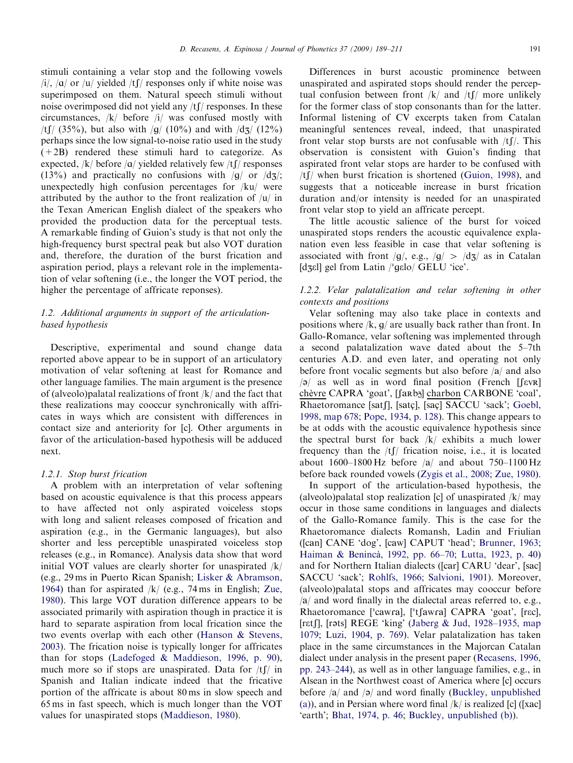stimuli containing a velar stop and the following vowels /i/, /ɑ/ or /u/ yielded /tʃ/ responses only if white noise was superimposed on them. Natural speech stimuli without noise overimposed did not yield any /tʃ/ responses. In these circumstances, /k/ before /i/ was confused mostly with /tʃ/ (35%), but also with /g/ (10%) and with /dʒ/ (12%) perhaps since the low signal-to-noise ratio used in the study (+2B) rendered these stimuli hard to categorize. As expected, /k/ before /ɑ/ yielded relatively few /tʃ/ responses (13%) and practically no confusions with /g/ or /dʒ/; unexpectedly high confusion percentages for /ku/ were attributed by the author to the front realization of /u/ in the Texan American English dialect of the speakers who provided the production data for the perceptual tests. A remarkable finding of Guion's study is that not only the high-frequency burst spectral peak but also VOT duration and, therefore, the duration of the burst frication and aspiration period, plays a relevant role in the implementation of velar softening (i.e., the longer the VOT period, the higher the percentage of affricate reponses).

### 1.2. Additional arguments in support of the articulation-based hypothesis

Descriptive, experimental and sound change data reported above appear to be in support of an articulatory motivation of velar softening at least for Romance and other language families. The main argument is the presence of (alveolo)palatal realizations of front /k/ and the fact that these realizations may cooccur synchronically with affricates in ways which are consistent with differences in contact size and anteriority for [c]. Other arguments in favor of the articulation-based hypothesis will be adduced next.

#### 1.2.1. Stop burst frication

A problem with an interpretation of velar softening based on acoustic equivalence is that this process appears to have affected not only aspirated voiceless stops with long and salient releases composed of frication and aspiration (e.g., in the Germanic languages), but also shorter and less perceptible unaspirated voiceless stop releases (e.g., in Romance). Analysis data show that word initial VOT values are clearly shorter for unaspirated /k/ (e.g., 29 ms in Puerto Rican Spanish; Lisker & Abramson, 1964) than for aspirated /k/ (e.g., 74 ms in English; Zue, 1980). This large VOT duration difference appears to be associated primarily with aspiration though in practice it is hard to separate aspiration from local frication since the two events overlap with each other (Hanson & Stevens, 2003). The frication noise is typically longer for affricates than for stops (Ladefoged & Maddieson, 1996, p. 90), much more so if stops are unaspirated. Data for /tʃ/ in Spanish and Italian indicate indeed that the fricative portion of the affricate is about 80 ms in slow speech and 65 ms in fast speech, which is much longer than the VOT values for unaspirated stops (Maddieson, 1980).

Differences in burst acoustic prominence between unaspirated and aspirated stops should render the perceptual confusion between front /k/ and /tʃ/ more unlikely for the former class of stop consonants than for the latter. Informal listening of CV excerpts taken from Catalan meaningful sentences reveal, indeed, that unaspirated front velar stop bursts are not confusable with /tʃ/. This observation is consistent with Guion's finding that aspirated front velar stops are harder to be confused with /tʃ/ when burst frication is shortened (Guion, 1998), and suggests that a noticeable increase in burst frication duration and/or intensity is needed for an unaspirated front velar stop to yield an affricate percept.

The little acoustic salience of the burst for voiced unaspirated stops renders the acoustic equivalence explanation even less feasible in case that velar softening is associated with front /g/, e.g., /g/ > /dʒ/ as in Catalan [dʒɛl] gel from Latin /ˈgɛlo/ GELU 'ice'.

#### 1.2.2. Velar palatalization and velar softening in other contexts and positions

Velar softening may also take place in contexts and positions where /k, g/ are usually back rather than front. In Gallo-Romance, velar softening was implemented through a second palatalization wave dated about the 5–7th centuries A.D. and even later, and operating not only before front vocalic segments but also before /a/ and also /ə/ as well as in word final position (French [ʃɛvʀ] chèvre CAPRA 'goat', [ʃaʀbɔ̃] charbon CARBONE 'coal', Rhaetoromance [satʃ], [satç], [saç] SACCU 'sack'; Goebl, 1998, map 678; Pope, 1934, p. 128). This change appears to be at odds with the acoustic equivalence hypothesis since the spectral burst for back /k/ exhibits a much lower frequency than the /tʃ/ frication noise, i.e., it is located about 1600–1800 Hz before /a/ and about 750–1100 Hz before back rounded vowels (Zygis et al., 2008; Zue, 1980).

In support of the articulation-based hypothesis, the (alveolo)palatal stop realization [c] of unaspirated /k/ may occur in those same conditions in languages and dialects of the Gallo-Romance family. This is the case for the Rhaetoromance dialects Romansh, Ladin and Friulian ([can] CANE 'dog', [caw] CAPUT 'head'; Brunner, 1963; Haiman & Benincà, 1992, pp. 66–70; Lutta, 1923, p. 40) and for Northern Italian dialects ([car] CARU 'dear', [sac] SACCU 'sack'; Rohlfs, 1966; Salvioni, 1901). Moreover, (alveolo)palatal stops and affricates may cooccur before /a/ and word finally in the dialectal areas referred to, e.g., Rhaetoromance [ˈcawɾa], [ˈtʃawɾa] CAPRA 'goat', [rɛc], [rɛtʃ], [rəts] REGE 'king' (Jaberg & Jud, 1928–1935, map 1079; Luzi, 1904, p. 769). Velar palatalization has taken place in the same circumstances in the Majorcan Catalan dialect under analysis in the present paper (Recasens, 1996, pp. 243–244), as well as in other language families, e.g., in Alsean in the Northwest coast of America where [c] occurs before /a/ and /ə/ and word finally (Buckley, unpublished (a)), and in Persian where word final /k/ is realized [c] ([xac] 'earth'; Bhat, 1974, p. 46; Buckley, unpublished (b)).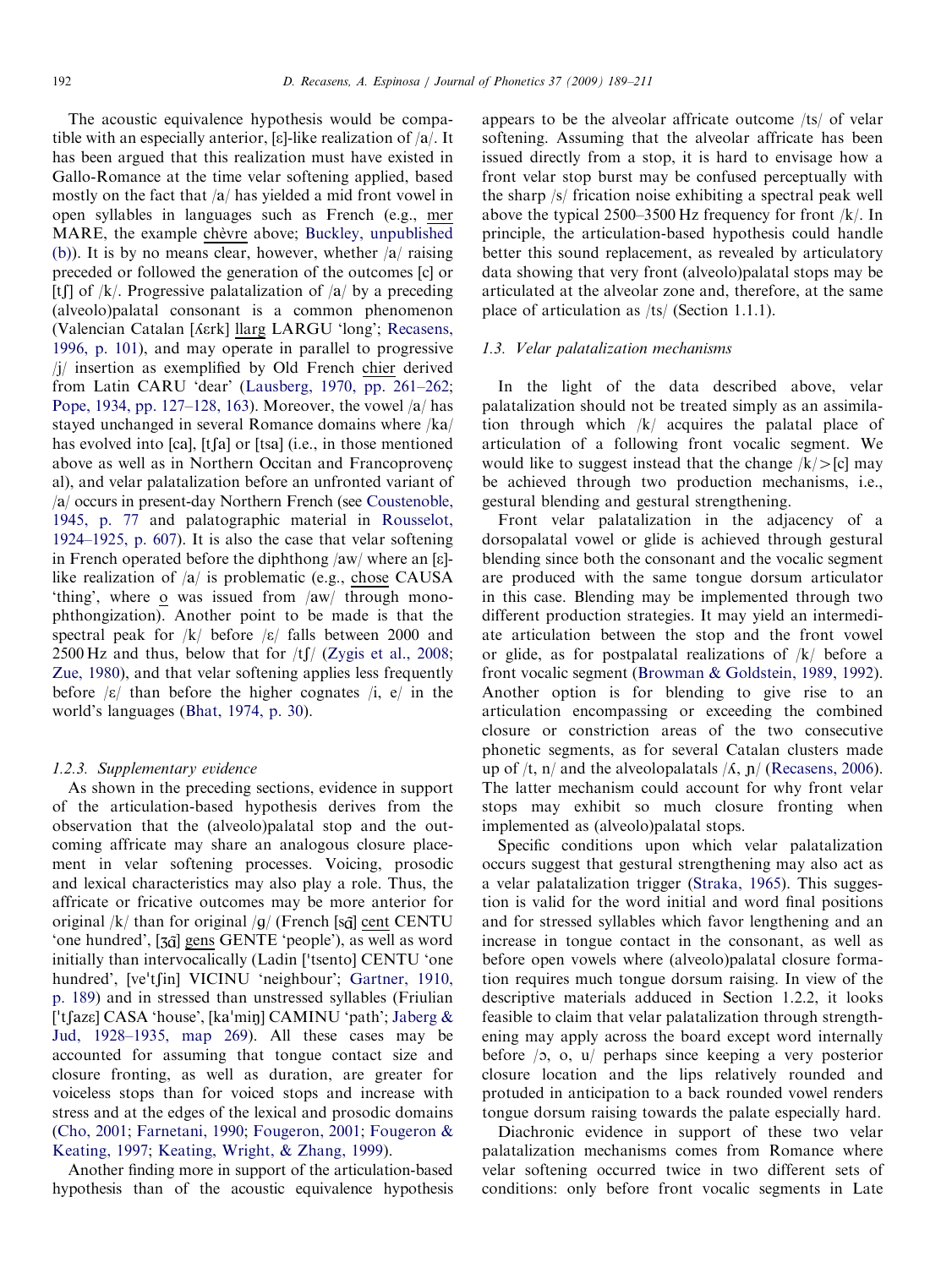The acoustic equivalence hypothesis would be compatible with an especially anterior, [ɛ]-like realization of /a/. It has been argued that this realization must have existed in Gallo-Romance at the time velar softening applied, based mostly on the fact that /a/ has yielded a mid front vowel in open syllables in languages such as French (e.g., mer MARE, the example chèvre above; Buckley, unpublished (b)). It is by no means clear, however, whether /a/ raising preceded or followed the generation of the outcomes [c] or [tʃ] of /k/. Progressive palatalization of /a/ by a preceding (alveolo)palatal consonant is a common phenomenon (Valencian Catalan [ʎɛrk] llarg LARGU 'long'; Recasens, 1996, p. 101), and may operate in parallel to progressive /j/ insertion as exemplified by Old French chier derived from Latin CARU 'dear' (Lausberg, 1970, pp. 261–262; Pope, 1934, pp. 127–128, 163). Moreover, the vowel /a/ has stayed unchanged in several Romance domains where /ka/ has evolved into [ca], [tʃa] or [tsa] (i.e., in those mentioned above as well as in Northern Occitan and Francoprovençal), and velar palatalization before an unfronted variant of /a/ occurs in present-day Northern French (see Coustenoble, 1945, p. 77 and palatographic material in Rousselot, 1924–1925, p. 607). It is also the case that velar softening in French operated before the diphthong /aw/ where an [ɛ]-like realization of /a/ is problematic (e.g., chose CAUSA 'thing', where o was issued from /aw/ through monophthongization). Another point to be made is that the spectral peak for /k/ before /ɛ/ falls between 2000 and 2500 Hz and thus, below that for /tʃ/ (Zygis et al., 2008; Zue, 1980), and that velar softening applies less frequently before /ɛ/ than before the higher cognates /i, e/ in the world's languages (Bhat, 1974, p. 30).

#### 1.2.3. Supplementary evidence

As shown in the preceding sections, evidence in support of the articulation-based hypothesis derives from the observation that the (alveolo)palatal stop and the outcoming affricate may share an analogous closure placement in velar softening processes. Voicing, prosodic and lexical characteristics may also play a role. Thus, the affricate or fricative outcomes may be more anterior for original /k/ than for original /g/ (French [sɑ̃] cent CENTU 'one hundred', [ʒɑ̃] gens GENTE 'people'), as well as word initially than intervocalically (Ladin ['tsento] CENTU 'one hundred', [ve'tʃin] VICINU 'neighbour'; Gartner, 1910, p. 189) and in stressed than unstressed syllables (Friulian ['tʃazɛ] CASA 'house', [ka'miŋ] CAMINU 'path'; Jaberg & Jud, 1928–1935, map 269). All these cases may be accounted for assuming that tongue contact size and closure fronting, as well as duration, are greater for voiceless stops than for voiced stops and increase with stress and at the edges of the lexical and prosodic domains (Cho, 2001; Farnetani, 1990; Fougeron, 2001; Fougeron & Keating, 1997; Keating, Wright, & Zhang, 1999).

Another finding more in support of the articulation-based hypothesis than of the acoustic equivalence hypothesis appears to be the alveolar affricate outcome /ts/ of velar softening. Assuming that the alveolar affricate has been issued directly from a stop, it is hard to envisage how a front velar stop burst may be confused perceptually with the sharp /s/ frication noise exhibiting a spectral peak well above the typical 2500–3500 Hz frequency for front /k/. In principle, the articulation-based hypothesis could handle better this sound replacement, as revealed by articulatory data showing that very front (alveolo)palatal stops may be articulated at the alveolar zone and, therefore, at the same place of articulation as /ts/ (Section 1.1.1).

### 1.3. Velar palatalization mechanisms

In the light of the data described above, velar palatalization should not be treated simply as an assimilation through which /k/ acquires the palatal place of articulation of a following front vocalic segment. We would like to suggest instead that the change /k/>[c] may be achieved through two production mechanisms, i.e., gestural blending and gestural strengthening.

Front velar palatalization in the adjacency of a dorsopalatal vowel or glide is achieved through gestural blending since both the consonant and the vocalic segment are produced with the same tongue dorsum articulator in this case. Blending may be implemented through two different production strategies. It may yield an intermediate articulation between the stop and the front vowel or glide, as for postpalatal realizations of /k/ before a front vocalic segment (Browman & Goldstein, 1989, 1992). Another option is for blending to give rise to an articulation encompassing or exceeding the combined closure or constriction areas of the two consecutive phonetic segments, as for several Catalan clusters made up of /t, n/ and the alveolopalatals /ʎ, ɲ/ (Recasens, 2006). The latter mechanism could account for why front velar stops may exhibit so much closure fronting when implemented as (alveolo)palatal stops.

Specific conditions upon which velar palatalization occurs suggest that gestural strengthening may also act as a velar palatalization trigger (Straka, 1965). This suggestion is valid for the word initial and word final positions and for stressed syllables which favor lengthening and an increase in tongue contact in the consonant, as well as before open vowels where (alveolo)palatal closure formation requires much tongue dorsum raising. In view of the descriptive materials adduced in Section 1.2.2, it looks feasible to claim that velar palatalization through strengthening may apply across the board except word internally before /ɔ, o, u/ perhaps since keeping a very posterior closure location and the lips relatively rounded and protuded in anticipation to a back rounded vowel renders tongue dorsum raising towards the palate especially hard.

Diachronic evidence in support of these two velar palatalization mechanisms comes from Romance where velar softening occurred twice in two different sets of conditions: only before front vocalic segments in Late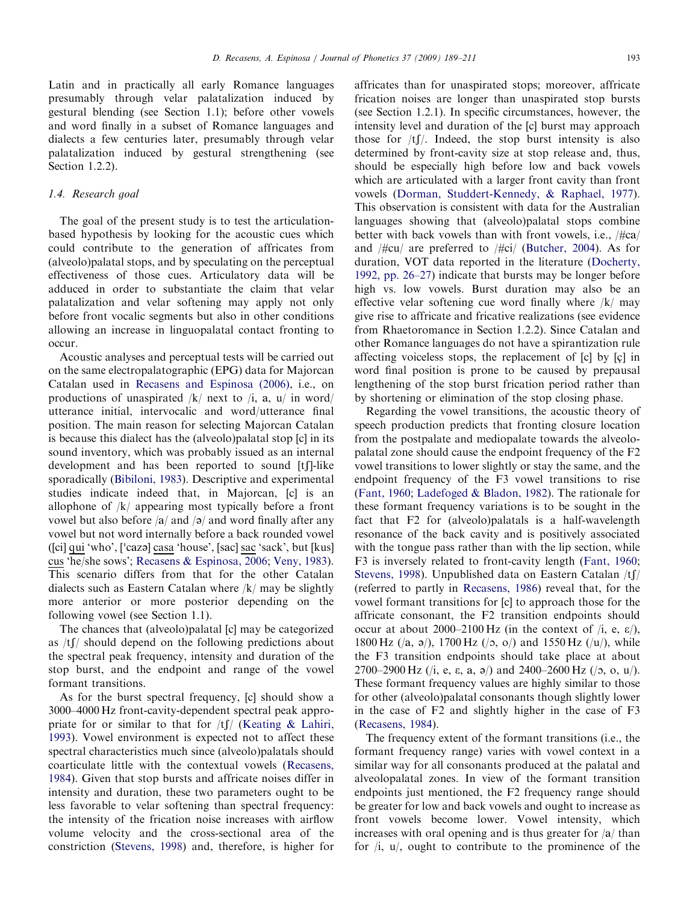Latin and in practically all early Romance languages presumably through velar palatalization induced by gestural blending (see Section 1.1); before other vowels and word finally in a subset of Romance languages and dialects a few centuries later, presumably through velar palatalization induced by gestural strengthening (see Section 1.2.2).

### 1.4. Research goal

The goal of the present study is to test the articulation-based hypothesis by looking for the acoustic cues which could contribute to the generation of affricates from (alveolo)palatal stops, and by speculating on the perceptual effectiveness of those cues. Articulatory data will be adduced in order to substantiate the claim that velar palatalization and velar softening may apply not only before front vocalic segments but also in other conditions allowing an increase in linguopalatal contact fronting to occur.

Acoustic analyses and perceptual tests will be carried out on the same electropalatographic (EPG) data for Majorcan Catalan used in Recasens and Espinosa (2006), i.e., on productions of unaspirated /k/ next to /i, a, u/ in word/utterance initial, intervocalic and word/utterance final position. The main reason for selecting Majorcan Catalan is because this dialect has the (alveolo)palatal stop [c] in its sound inventory, which was probably issued as an internal development and has been reported to sound [tʃ]-like sporadically (Bibiloni, 1983). Descriptive and experimental studies indicate indeed that, in Majorcan, [c] is an allophone of /k/ appearing most typically before a front vowel but also before /a/ and /ə/ and word finally after any vowel but not word internally before a back rounded vowel ([ci] qui 'who', [ˈcazə] casa 'house', [sac] sac 'sack', but [kus] cus 'he/she sows'; Recasens & Espinosa, 2006; Veny, 1983). This scenario differs from that for the other Catalan dialects such as Eastern Catalan where /k/ may be slightly more anterior or more posterior depending on the following vowel (see Section 1.1).

The chances that (alveolo)palatal [c] may be categorized as /tʃ/ should depend on the following predictions about the spectral peak frequency, intensity and duration of the stop burst, and the endpoint and range of the vowel formant transitions.

As for the burst spectral frequency, [c] should show a 3000–4000 Hz front-cavity-dependent spectral peak appropriate for or similar to that for /tʃ/ (Keating & Lahiri, 1993). Vowel environment is expected not to affect these spectral characteristics much since (alveolo)palatals should coarticulate little with the contextual vowels (Recasens, 1984). Given that stop bursts and affricate noises differ in intensity and duration, these two parameters ought to be less favorable to velar softening than spectral frequency: the intensity of the frication noise increases with airflow volume velocity and the cross-sectional area of the constriction (Stevens, 1998) and, therefore, is higher for affricates than for unaspirated stops; moreover, affricate frication noises are longer than unaspirated stop bursts (see Section 1.2.1). In specific circumstances, however, the intensity level and duration of the [c] burst may approach those for /tʃ/. Indeed, the stop burst intensity is also determined by front-cavity size at stop release and, thus, should be especially high before low and back vowels which are articulated with a larger front cavity than front vowels (Dorman, Studdert-Kennedy, & Raphael, 1977). This observation is consistent with data for the Australian languages showing that (alveolo)palatal stops combine better with back vowels than with front vowels, i.e., /#ca/ and /#cu/ are preferred to /#ci/ (Butcher, 2004). As for duration, VOT data reported in the literature (Docherty, 1992, pp. 26–27) indicate that bursts may be longer before high vs. low vowels. Burst duration may also be an effective velar softening cue word finally where /k/ may give rise to affricate and fricative realizations (see evidence from Rhaetoromance in Section 1.2.2). Since Catalan and other Romance languages do not have a spirantization rule affecting voiceless stops, the replacement of [c] by [ç] in word final position is prone to be caused by prepausal lengthening of the stop burst frication period rather than by shortening or elimination of the stop closing phase.

Regarding the vowel transitions, the acoustic theory of speech production predicts that fronting closure location from the postpalate and mediopalate towards the alveolopalatal zone should cause the endpoint frequency of the F2 vowel transitions to lower slightly or stay the same, and the endpoint frequency of the F3 vowel transitions to rise (Fant, 1960; Ladefoged & Bladon, 1982). The rationale for these formant frequency variations is to be sought in the fact that F2 for (alveolo)palatals is a half-wavelength resonance of the back cavity and is positively associated with the tongue pass rather than with the lip section, while F3 is inversely related to front-cavity length (Fant, 1960; Stevens, 1998). Unpublished data on Eastern Catalan /tʃ/ (referred to partly in Recasens, 1986) reveal that, for the vowel formant transitions for [c] to approach those for the affricate consonant, the F2 transition endpoints should occur at about 2000–2100 Hz (in the context of /i, e, ɛ/), 1800 Hz (/a, ə/), 1700 Hz (/ɔ, o/) and 1550 Hz (/u/), while the F3 transition endpoints should take place at about 2700–2900 Hz (/i, e, ɛ, a, ə/) and 2400–2600 Hz (/ɔ, o, u/). These formant frequency values are highly similar to those for other (alveolo)palatal consonants though slightly lower in the case of F2 and slightly higher in the case of F3 (Recasens, 1984).

The frequency extent of the formant transitions (i.e., the formant frequency range) varies with vowel context in a similar way for all consonants produced at the palatal and alveolopalatal zones. In view of the formant transition endpoints just mentioned, the F2 frequency range should be greater for low and back vowels and ought to increase as front vowels become lower. Vowel intensity, which increases with oral opening and is thus greater for /a/ than for /i, u/, ought to contribute to the prominence of the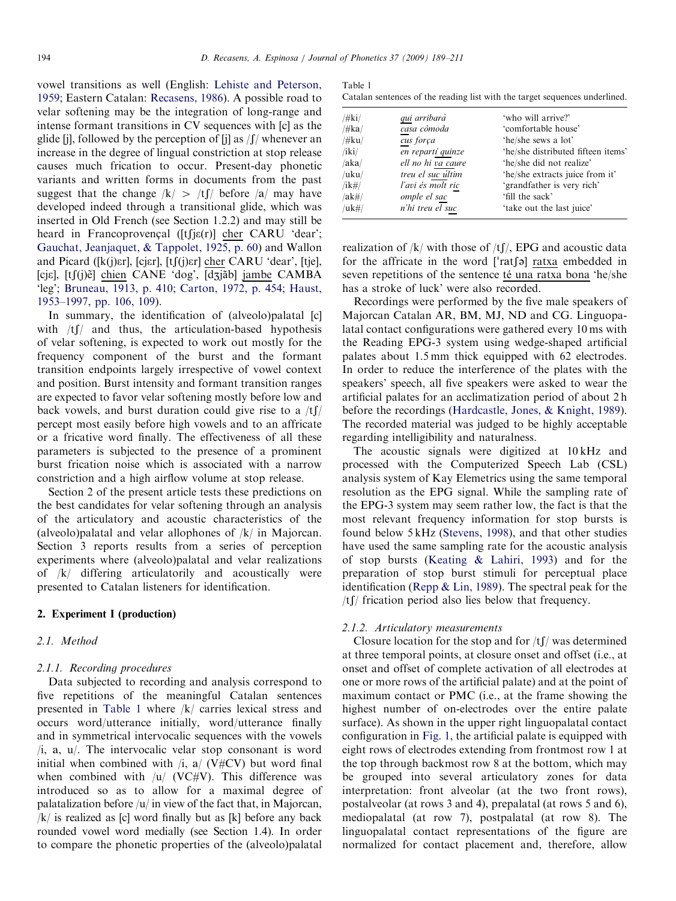vowel transitions as well (English: Lehiste and Peterson, 1959; Eastern Catalan: Recasens, 1986). A possible road to velar softening may be the integration of long-range and intense formant transitions in CV sequences with [c] as the glide [j], followed by the perception of [j] as /ʃ/ whenever an increase in the degree of lingual constriction at stop release causes much frication to occur. Present-day phonetic variants and written forms in documents from the past suggest that the change /k/ > /tʃ/ before /a/ may have developed indeed through a transitional glide, which was inserted in Old French (see Section 1.2.2) and may still be heard in Francoprovençal ([tʃjɛ(r)] cher CARU 'dear'; Gauchat, Jeanjaquet, & Tappolet, 1925, p. 60) and Wallon and Picard ([k(j)ɛr], [cjɛr], [tʃ(j)ɛr] cher CARU 'dear', [tjɛ], [cjɛ], [tʃ(j)ɛ̃] chien CANE 'dog', [dʒjãb] jambe CAMBA 'leg'; Bruneau, 1913, p. 410; Carton, 1972, p. 454; Haust, 1953–1997, pp. 106, 109).

In summary, the identification of (alveolo)palatal [c] with /tʃ/ and thus, the articulation-based hypothesis of velar softening, is expected to work out mostly for the frequency component of the burst and the formant transition endpoints largely irrespective of vowel context and position. Burst intensity and formant transition ranges are expected to favor velar softening mostly before low and back vowels, and burst duration could give rise to a /tʃ/ percept most easily before high vowels and to an affricate or a fricative word finally. The effectiveness of all these parameters is subjected to the presence of a prominent burst frication noise which is associated with a narrow constriction and a high airflow volume at stop release.

Section 2 of the present article tests these predictions on the best candidates for velar softening through an analysis of the articulatory and acoustic characteristics of the (alveolo)palatal and velar allophones of /k/ in Majorcan. Section 3 reports results from a series of perception experiments where (alveolo)palatal and velar realizations of /k/ differing articulatorily and acoustically were presented to Catalan listeners for identification.

## 2. Experiment I (production)

### 2.1. Method

#### 2.1.1. Recording procedures

Data subjected to recording and analysis correspond to five repetitions of the meaningful Catalan sentences presented in Table 1 where /k/ carries lexical stress and occurs word/utterance initially, word/utterance finally and in symmetrical intervocalic sequences with the vowels /i, a, u/. The intervocalic velar stop consonant is word initial when combined with /i, a/ (V#CV) but word final when combined with /u/ (VC#V). This difference was introduced so as to allow for a maximal degree of palatalization before /u/ in view of the fact that, in Majorcan, /k/ is realized as [c] word finally but as [k] before any back rounded vowel word medially (see Section 1.4). In order to compare the phonetic properties of the (alveolo)palatal

Table 1
Catalan sentences of the reading list with the target sequences underlined.

| | | |
|---|---|---|
| /#ki/ | *qui arribarà* | 'who will arrive?' |
| /#ka/ | *casa còmoda* | 'comfortable house' |
| /#ku/ | *cus força* | 'he/she sews a lot' |
| /iki/ | *en repartí quinze* | 'he/she distributed fifteen items' |
| /aka/ | *ell no hi va caure* | 'he/she did not realize' |
| /uku/ | *treu el suc últim* | 'he/she extracts juice from it' |
| /ik#/ | *l'avi és molt ric* | 'grandfather is very rich' |
| /ak#/ | *omple el sac* | 'fill the sack' |
| /uk#/ | *n'hi treu el suc* | 'take out the last juice' |

realization of /k/ with those of /tʃ/, EPG and acoustic data for the affricate in the word [ˈratʃə] ratxa embedded in seven repetitions of the sentence té una ratxa bona 'he/she has a stroke of luck' were also recorded.

Recordings were performed by the five male speakers of Majorcan Catalan AR, BM, MJ, ND and CG. Linguopalatal contact configurations were gathered every 10 ms with the Reading EPG-3 system using wedge-shaped artificial palates about 1.5 mm thick equipped with 62 electrodes. In order to reduce the interference of the plates with the speakers' speech, all five speakers were asked to wear the artificial palates for an acclimatization period of about 2 h before the recordings (Hardcastle, Jones, & Knight, 1989). The recorded material was judged to be highly acceptable regarding intelligibility and naturalness.

The acoustic signals were digitized at 10 kHz and processed with the Computerized Speech Lab (CSL) analysis system of Kay Elemetrics using the same temporal resolution as the EPG signal. While the sampling rate of the EPG-3 system may seem rather low, the fact is that the most relevant frequency information for stop bursts is found below 5 kHz (Stevens, 1998), and that other studies have used the same sampling rate for the acoustic analysis of stop bursts (Keating & Lahiri, 1993) and for the preparation of stop burst stimuli for perceptual place identification (Repp & Lin, 1989). The spectral peak for the /tʃ/ frication period also lies below that frequency.

#### 2.1.2. Articulatory measurements

Closure location for the stop and for /tʃ/ was determined at three temporal points, at closure onset and offset (i.e., at onset and offset of complete activation of all electrodes at one or more rows of the artificial palate) and at the point of maximum contact or PMC (i.e., at the frame showing the highest number of on-electrodes over the entire palate surface). As shown in the upper right linguopalatal contact configuration in Fig. 1, the artificial palate is equipped with eight rows of electrodes extending from frontmost row 1 at the top through backmost row 8 at the bottom, which may be grouped into several articulatory zones for data interpretation: front alveolar (at the two front rows), postalveolar (at rows 3 and 4), prepalatal (at rows 5 and 6), mediopalatal (at row 7), postpalatal (at row 8). The linguopalatal contact representations of the figure are normalized for contact placement and, therefore, allow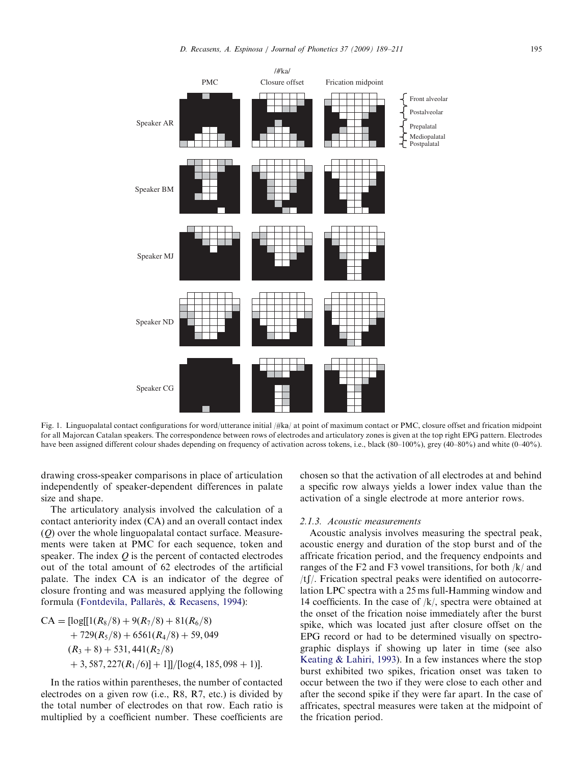Fig. 1. Linguopalatal contact configurations for word/utterance initial /#ka/ at point of maximum contact or PMC, closure offset and frication midpoint for all Majorcan Catalan speakers. The correspondence between rows of electrodes and articulatory zones is given at the top right EPG pattern. Electrodes have been assigned different colour shades depending on frequency of activation across tokens, i.e., black (80–100%), grey (40–80%) and white (0–40%).

drawing cross-speaker comparisons in place of articulation independently of speaker-dependent differences in palate size and shape.

The articulatory analysis involved the calculation of a contact anteriority index (CA) and an overall contact index ($Q$) over the whole linguopalatal contact surface. Measurements were taken at PMC for each sequence, token and speaker. The index $Q$ is the percent of contacted electrodes out of the total amount of 62 electrodes of the artificial palate. The index CA is an indicator of the degree of closure fronting and was measured applying the following formula (Fontdevila, Pallarès, & Recasens, 1994):

$$\begin{aligned}\mathrm{CA} = [\log[[1(R_8/8) + 9(R_7/8) + 81(R_6/8) \\ + 729(R_5/8) + 6561(R_4/8) + 59,049 \\ (R_3+8) + 531,441(R_2/8) \\ + 3,587,227(R_1/6)] + 1]]/[\log(4,185,098+1)].\end{aligned}$$

In the ratios within parentheses, the number of contacted electrodes on a given row (i.e., R8, R7, etc.) is divided by the total number of electrodes on that row. Each ratio is multiplied by a coefficient number. These coefficients are chosen so that the activation of all electrodes at and behind a specific row always yields a lower index value than the activation of a single electrode at more anterior rows.

### 2.1.3. Acoustic measurements

Acoustic analysis involves measuring the spectral peak, acoustic energy and duration of the stop burst and of the affricate frication period, and the frequency endpoints and ranges of the F2 and F3 vowel transitions, for both /k/ and /tʃ/. Frication spectral peaks were identified on autocorrelation LPC spectra with a 25 ms full-Hamming window and 14 coefficients. In the case of /k/, spectra were obtained at the onset of the frication noise immediately after the burst spike, which was located just after closure offset on the EPG record or had to be determined visually on spectrographic displays if showing up later in time (see also Keating & Lahiri, 1993). In a few instances where the stop burst exhibited two spikes, frication onset was taken to occur between the two if they were close to each other and after the second spike if they were far apart. In the case of affricates, spectral measures were taken at the midpoint of the frication period.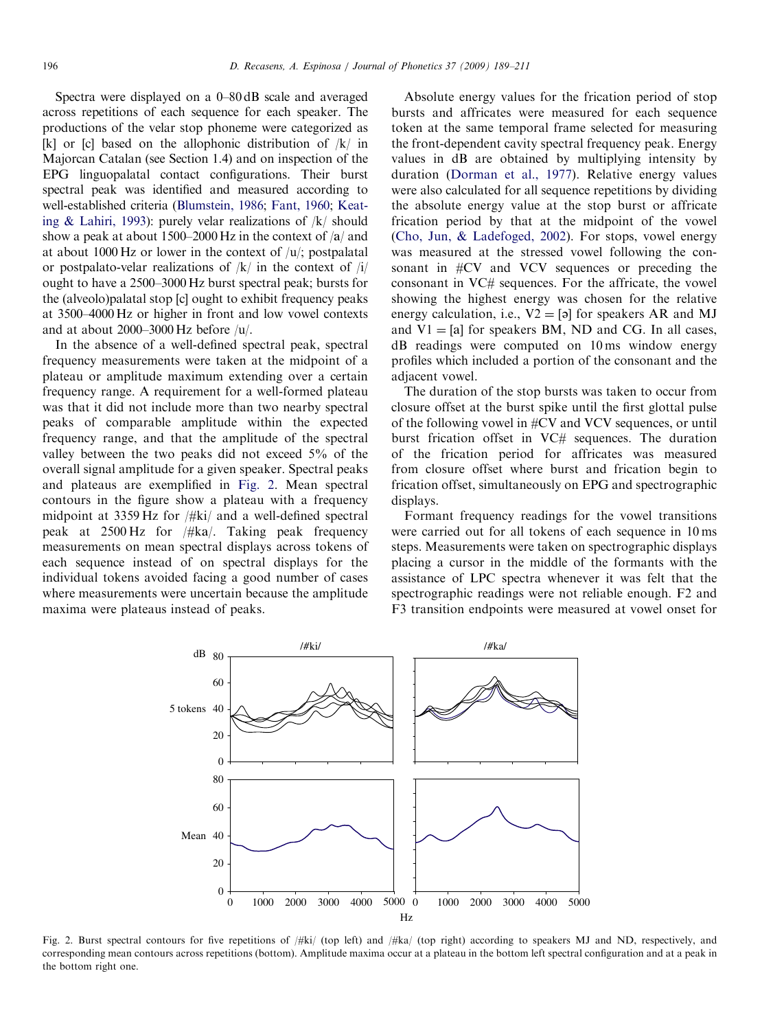Spectra were displayed on a 0–80 dB scale and averaged across repetitions of each sequence for each speaker. The productions of the velar stop phoneme were categorized as [k] or [c] based on the allophonic distribution of /k/ in Majorcan Catalan (see Section 1.4) and on inspection of the EPG linguopalatal contact configurations. Their burst spectral peak was identified and measured according to well-established criteria (Blumstein, 1986; Fant, 1960; Keating & Lahiri, 1993): purely velar realizations of /k/ should show a peak at about 1500–2000 Hz in the context of /a/ and at about 1000 Hz or lower in the context of /u/; postpalatal or postpalato-velar realizations of /k/ in the context of /i/ ought to have a 2500–3000 Hz burst spectral peak; bursts for the (alveolo)palatal stop [c] ought to exhibit frequency peaks at 3500–4000 Hz or higher in front and low vowel contexts and at about 2000–3000 Hz before /u/.

In the absence of a well-defined spectral peak, spectral frequency measurements were taken at the midpoint of a plateau or amplitude maximum extending over a certain frequency range. A requirement for a well-formed plateau was that it did not include more than two nearby spectral peaks of comparable amplitude within the expected frequency range, and that the amplitude of the spectral valley between the two peaks did not exceed 5% of the overall signal amplitude for a given speaker. Spectral peaks and plateaus are exemplified in Fig. 2. Mean spectral contours in the figure show a plateau with a frequency midpoint at 3359 Hz for /#ki/ and a well-defined spectral peak at 2500 Hz for /#ka/. Taking peak frequency measurements on mean spectral displays across tokens of each sequence instead of on spectral displays for the individual tokens avoided facing a good number of cases where measurements were uncertain because the amplitude maxima were plateaus instead of peaks.

Absolute energy values for the frication period of stop bursts and affricates were measured for each sequence token at the same temporal frame selected for measuring the front-dependent cavity spectral frequency peak. Energy values in dB are obtained by multiplying intensity by duration (Dorman et al., 1977). Relative energy values were also calculated for all sequence repetitions by dividing the absolute energy value at the stop burst or affricate frication period by that at the midpoint of the vowel (Cho, Jun, & Ladefoged, 2002). For stops, vowel energy was measured at the stressed vowel following the consonant in #CV and VCV sequences or preceding the consonant in VC# sequences. For the affricate, the vowel showing the highest energy was chosen for the relative energy calculation, i.e., V2 = [ə] for speakers AR and MJ and V1 = [a] for speakers BM, ND and CG. In all cases, dB readings were computed on 10 ms window energy profiles which included a portion of the consonant and the adjacent vowel.

The duration of the stop bursts was taken to occur from closure offset at the burst spike until the first glottal pulse of the following vowel in #CV and VCV sequences, or until burst frication offset in VC# sequences. The duration of the frication period for affricates was measured from closure offset where burst and frication begin to frication offset, simultaneously on EPG and spectrographic displays.

Formant frequency readings for the vowel transitions were carried out for all tokens of each sequence in 10 ms steps. Measurements were taken on spectrographic displays placing a cursor in the middle of the formants with the assistance of LPC spectra whenever it was felt that the spectrographic readings were not reliable enough. F2 and F3 transition endpoints were measured at vowel onset for

Fig. 2. Burst spectral contours for five repetitions of /#ki/ (top left) and /#ka/ (top right) according to speakers MJ and ND, respectively, and corresponding mean contours across repetitions (bottom). Amplitude maxima occur at a plateau in the bottom left spectral configuration and at a peak in the bottom right one.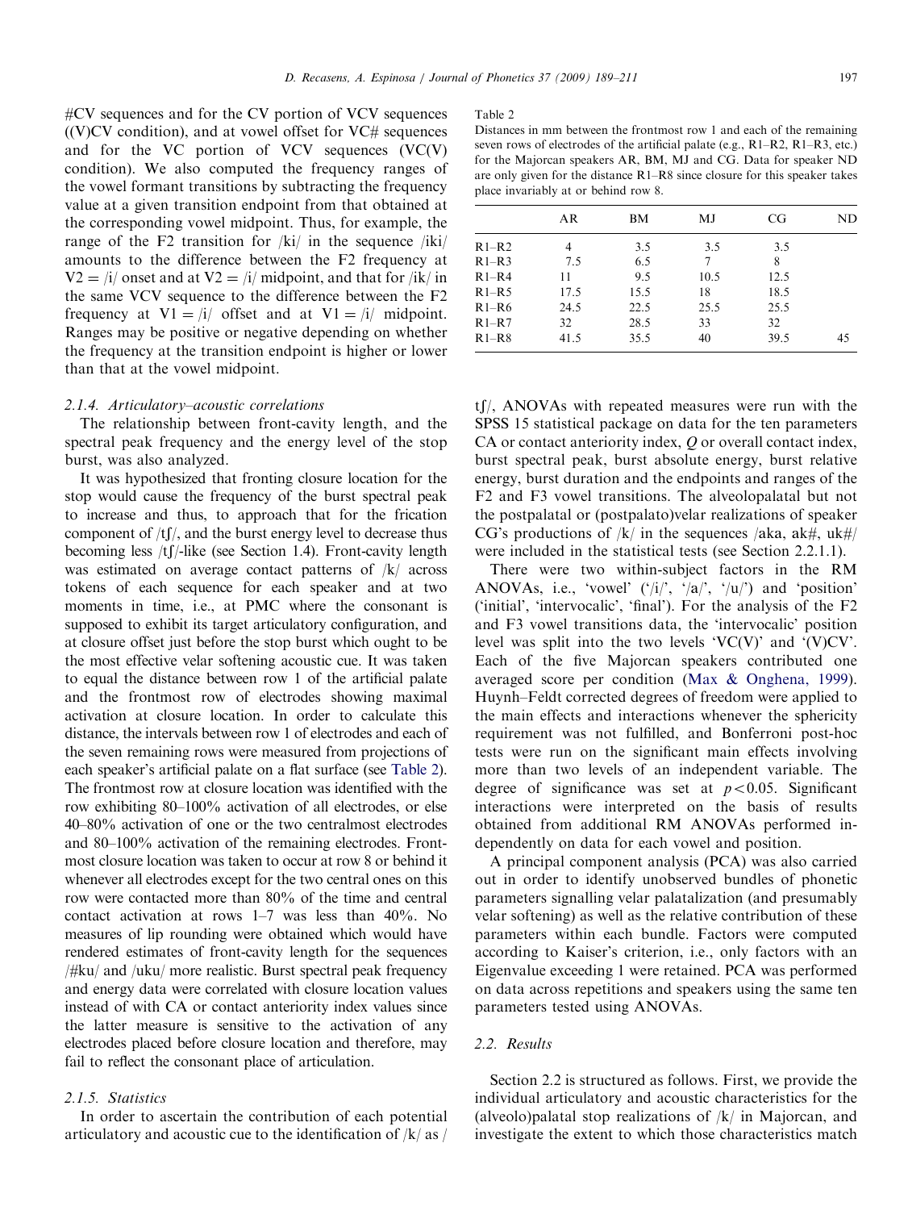#CV sequences and for the CV portion of VCV sequences ((V)CV condition), and at vowel offset for VC# sequences and for the VC portion of VCV sequences (VC(V) condition). We also computed the frequency ranges of the vowel formant transitions by subtracting the frequency value at a given transition endpoint from that obtained at the corresponding vowel midpoint. Thus, for example, the range of the F2 transition for /ki/ in the sequence /iki/ amounts to the difference between the F2 frequency at V2 = /i/ onset and at V2 = /i/ midpoint, and that for /ik/ in the same VCV sequence to the difference between the F2 frequency at V1 = /i/ offset and at V1 = /i/ midpoint. Ranges may be positive or negative depending on whether the frequency at the transition endpoint is higher or lower than that at the vowel midpoint.

#### 2.1.4. Articulatory–acoustic correlations

The relationship between front-cavity length, and the spectral peak frequency and the energy level of the stop burst, was also analyzed.

It was hypothesized that fronting closure location for the stop would cause the frequency of the burst spectral peak to increase and thus, to approach that for the frication component of /tʃ/, and the burst energy level to decrease thus becoming less /tʃ/-like (see Section 1.4). Front-cavity length was estimated on average contact patterns of /k/ across tokens of each sequence for each speaker and at two moments in time, i.e., at PMC where the consonant is supposed to exhibit its target articulatory configuration, and at closure offset just before the stop burst which ought to be the most effective velar softening acoustic cue. It was taken to equal the distance between row 1 of the artificial palate and the frontmost row of electrodes showing maximal activation at closure location. In order to calculate this distance, the intervals between row 1 of electrodes and each of the seven remaining rows were measured from projections of each speaker's artificial palate on a flat surface (see Table 2). The frontmost row at closure location was identified with the row exhibiting 80–100% activation of all electrodes, or else 40–80% activation of one or the two centralmost electrodes and 80–100% activation of the remaining electrodes. Frontmost closure location was taken to occur at row 8 or behind it whenever all electrodes except for the two central ones on this row were contacted more than 80% of the time and central contact activation at rows 1–7 was less than 40%. No measures of lip rounding were obtained which would have rendered estimates of front-cavity length for the sequences /#ku/ and /uku/ more realistic. Burst spectral peak frequency and energy data were correlated with closure location values instead of with CA or contact anteriority index values since the latter measure is sensitive to the activation of any electrodes placed before closure location and therefore, may fail to reflect the consonant place of articulation.

#### 2.1.5. Statistics

In order to ascertain the contribution of each potential articulatory and acoustic cue to the identification of /k/ as /tʃ/, ANOVAs with repeated measures were run with the SPSS 15 statistical package on data for the ten parameters CA or contact anteriority index, $Q$ or overall contact index, burst spectral peak, burst absolute energy, burst relative energy, burst duration and the endpoints and ranges of the F2 and F3 vowel transitions. The alveolopalatal but not the postpalatal or (postpalato)velar realizations of speaker CG's productions of /k/ in the sequences /aka, ak#, uk#/ were included in the statistical tests (see Section 2.2.1.1).

Table 2
Distances in mm between the frontmost row 1 and each of the remaining seven rows of electrodes of the artificial palate (e.g., R1–R2, R1–R3, etc.) for the Majorcan speakers AR, BM, MJ and CG. Data for speaker ND are only given for the distance R1–R8 since closure for this speaker takes place invariably at or behind row 8.

| | AR | BM | MJ | CG | ND |
|---|---|---|---|---|---|
| R1–R2 | 4 | 3.5 | 3.5 | 3.5 | |
| R1–R3 | 7.5 | 6.5 | 7 | 8 | |
| R1–R4 | 11 | 9.5 | 10.5 | 12.5 | |
| R1–R5 | 17.5 | 15.5 | 18 | 18.5 | |
| R1–R6 | 24.5 | 22.5 | 25.5 | 25.5 | |
| R1–R7 | 32 | 28.5 | 33 | 32 | |
| R1–R8 | 41.5 | 35.5 | 40 | 39.5 | 45 |

There were two within-subject factors in the RM ANOVAs, i.e., 'vowel' ('/i/', '/a/', '/u/') and 'position' ('initial', 'intervocalic', 'final'). For the analysis of the F2 and F3 vowel transitions data, the 'intervocalic' position level was split into the two levels 'VC(V)' and '(V)CV'. Each of the five Majorcan speakers contributed one averaged score per condition (Max & Onghena, 1999). Huynh–Feldt corrected degrees of freedom were applied to the main effects and interactions whenever the sphericity requirement was not fulfilled, and Bonferroni post-hoc tests were run on the significant main effects involving more than two levels of an independent variable. The degree of significance was set at $p<0.05$. Significant interactions were interpreted on the basis of results obtained from additional RM ANOVAs performed independently on data for each vowel and position.

A principal component analysis (PCA) was also carried out in order to identify unobserved bundles of phonetic parameters signalling velar palatalization (and presumably velar softening) as well as the relative contribution of these parameters within each bundle. Factors were computed according to Kaiser's criterion, i.e., only factors with an Eigenvalue exceeding 1 were retained. PCA was performed on data across repetitions and speakers using the same ten parameters tested using ANOVAs.

### 2.2. Results

Section 2.2 is structured as follows. First, we provide the individual articulatory and acoustic characteristics for the (alveolo)palatal stop realizations of /k/ in Majorcan, and investigate the extent to which those characteristics match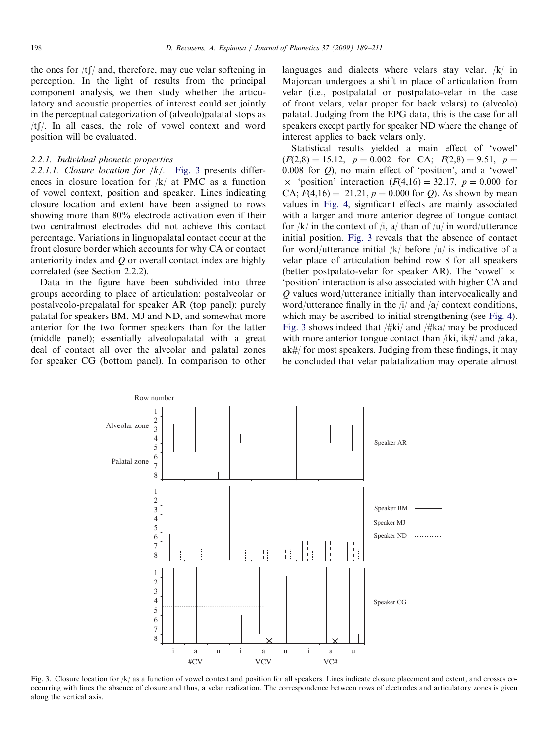the ones for /tʃ/ and, therefore, may cue velar softening in perception. In the light of results from the principal component analysis, we then study whether the articulatory and acoustic properties of interest could act jointly in the perceptual categorization of (alveolo)palatal stops as /tʃ/. In all cases, the role of vowel context and word position will be evaluated.

#### 2.2.1. Individual phonetic properties

*2.2.1.1. Closure location for /k/.* Fig. 3 presents differences in closure location for /k/ at PMC as a function of vowel context, position and speaker. Lines indicating closure location and extent have been assigned to rows showing more than 80% electrode activation even if their two centralmost electrodes did not achieve this contact percentage. Variations in linguopalatal contact occur at the front closure border which accounts for why CA or contact anteriority index and $Q$ or overall contact index are highly correlated (see Section 2.2.2).

Data in the figure have been subdivided into three groups according to place of articulation: postalveolar or postalveolo-prepalatal for speaker AR (top panel); purely palatal for speakers BM, MJ and ND, and somewhat more anterior for the two former speakers than for the latter (middle panel); essentially alveolopalatal with a great deal of contact all over the alveolar and palatal zones for speaker CG (bottom panel). In comparison to other languages and dialects where velars stay velar, /k/ in Majorcan undergoes a shift in place of articulation from velar (i.e., postpalatal or postpalato-velar in the case of front velars, velar proper for back velars) to (alveolo) palatal. Judging from the EPG data, this is the case for all speakers except partly for speaker ND where the change of interest applies to back velars only.

Statistical results yielded a main effect of 'vowel' ($F(2,8) = 15.12$, $p = 0.002$ for CA; $F(2,8) = 9.51$, $p = 0.008$ for $Q$), no main effect of 'position', and a 'vowel' × 'position' interaction ($F(4,16) = 32.17$, $p = 0.000$ for CA; $F(4,16) = 21.21$, $p = 0.000$ for $Q$). As shown by mean values in Fig. 4, significant effects are mainly associated with a larger and more anterior degree of tongue contact for /k/ in the context of /i, a/ than of /u/ in word/utterance initial position. Fig. 3 reveals that the absence of contact for word/utterance initial /k/ before /u/ is indicative of a velar place of articulation behind row 8 for all speakers (better postpalato-velar for speaker AR). The 'vowel' × 'position' interaction is also associated with higher CA and $Q$ values word/utterance initially than intervocalically and word/utterance finally in the /i/ and /a/ context conditions, which may be ascribed to initial strengthening (see Fig. 4). Fig. 3 shows indeed that /#ki/ and /#ka/ may be produced with more anterior tongue contact than /iki, ik#/ and /aka, ak#/ for most speakers. Judging from these findings, it may be concluded that velar palatalization may operate almost

Fig. 3. Closure location for /k/ as a function of vowel context and position for all speakers. Lines indicate closure placement and extent, and crosses co-occurring with lines the absence of closure and thus, a velar realization. The correspondence between rows of electrodes and articulatory zones is given along the vertical axis.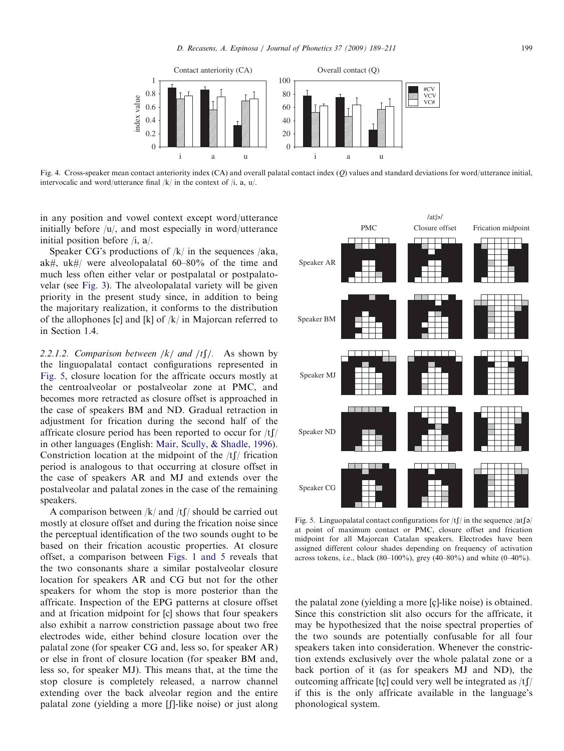Fig. 4. Cross-speaker mean contact anteriority index (CA) and overall palatal contact index (*Q*) values and standard deviations for word/utterance initial, intervocalic and word/utterance final /k/ in the context of /i, a, u/.

in any position and vowel context except word/utterance initially before /u/, and most especially in word/utterance initial position before /i, a/.

Speaker CG's productions of /k/ in the sequences /aka, ak#, uk#/ were alveolopalatal 60–80% of the time and much less often either velar or postpalatal or postpalatovelar (see Fig. 3). The alveolopalatal variety will be given priority in the present study since, in addition to being the majoritary realization, it conforms to the distribution of the allophones [c] and [k] of /k/ in Majorcan referred to in Section 1.4.

*2.2.1.2. Comparison between /k/ and /tʃ/.* As shown by the linguopalatal contact configurations represented in Fig. 5, closure location for the affricate occurs mostly at the centroalveolar or postalveolar zone at PMC, and becomes more retracted as closure offset is approached in the case of speakers BM and ND. Gradual retraction in adjustment for frication during the second half of the affricate closure period has been reported to occur for /tʃ/ in other languages (English: Mair, Scully, & Shadle, 1996). Constriction location at the midpoint of the /tʃ/ frication period is analogous to that occurring at closure offset in the case of speakers AR and MJ and extends over the postalveolar and palatal zones in the case of the remaining speakers.

A comparison between /k/ and /tʃ/ should be carried out mostly at closure offset and during the frication noise since the perceptual identification of the two sounds ought to be based on their frication acoustic properties. At closure offset, a comparison between Figs. 1 and 5 reveals that the two consonants share a similar postalveolar closure location for speakers AR and CG but not for the other speakers for whom the stop is more posterior than the affricate. Inspection of the EPG patterns at closure offset and at frication midpoint for [c] shows that four speakers also exhibit a narrow constriction passage about two free electrodes wide, either behind closure location over the palatal zone (for speaker CG and, less so, for speaker AR) or else in front of closure location (for speaker BM and, less so, for speaker MJ). This means that, at the time the stop closure is completely released, a narrow channel extending over the back alveolar region and the entire palatal zone (yielding a more [ʃ]-like noise) or just along

Fig. 5. Linguopalatal contact configurations for /tʃ/ in the sequence /atʃə/ at point of maximum contact or PMC, closure offset and frication midpoint for all Majorcan Catalan speakers. Electrodes have been assigned different colour shades depending on frequency of activation across tokens, i.e., black (80–100%), grey (40–80%) and white (0–40%).

the palatal zone (yielding a more [ç]-like noise) is obtained. Since this constriction slit also occurs for the affricate, it may be hypothesized that the noise spectral properties of the two sounds are potentially confusable for all four speakers taken into consideration. Whenever the constriction extends exclusively over the whole palatal zone or a back portion of it (as for speakers MJ and ND), the outcoming affricate [tç] could very well be integrated as /tʃ/ if this is the only affricate available in the language's phonological system.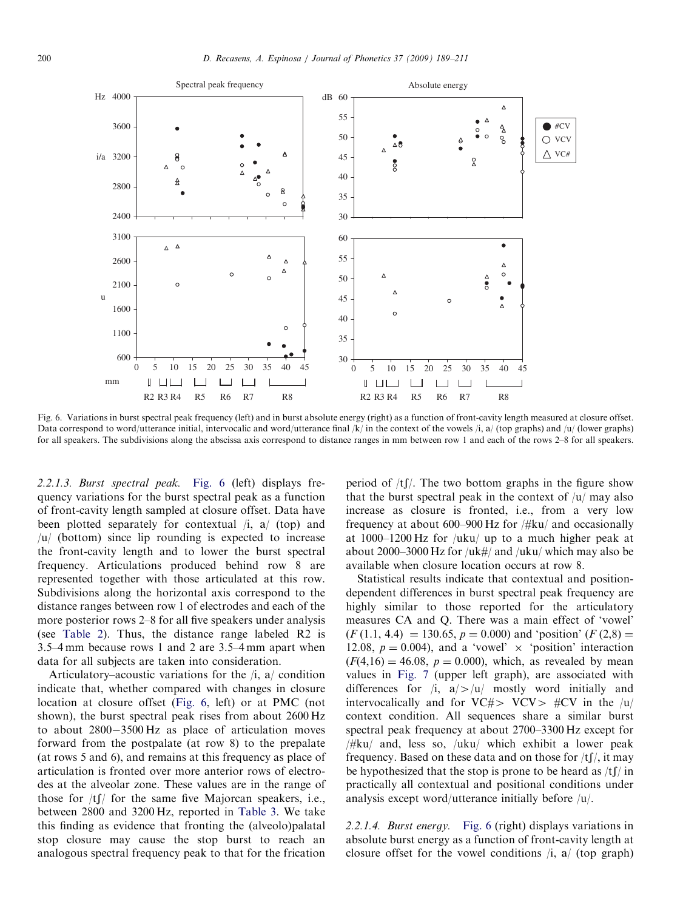Fig. 6. Variations in burst spectral peak frequency (left) and in burst absolute energy (right) as a function of front-cavity length measured at closure offset. Data correspond to word/utterance initial, intervocalic and word/utterance final /k/ in the context of the vowels /i, a/ (top graphs) and /u/ (lower graphs) for all speakers. The subdivisions along the abscissa axis correspond to distance ranges in mm between row 1 and each of the rows 2–8 for all speakers.

*2.2.1.3. Burst spectral peak.* Fig. 6 (left) displays frequency variations for the burst spectral peak as a function of front-cavity length sampled at closure offset. Data have been plotted separately for contextual /i, a/ (top) and /u/ (bottom) since lip rounding is expected to increase the front-cavity length and to lower the burst spectral frequency. Articulations produced behind row 8 are represented together with those articulated at this row. Subdivisions along the horizontal axis correspond to the distance ranges between row 1 of electrodes and each of the more posterior rows 2–8 for all five speakers under analysis (see Table 2). Thus, the distance range labeled R2 is 3.5–4 mm because rows 1 and 2 are 3.5–4 mm apart when data for all subjects are taken into consideration.

Articulatory–acoustic variations for the /i, a/ condition indicate that, whether compared with changes in closure location at closure offset (Fig. 6, left) or at PMC (not shown), the burst spectral peak rises from about 2600 Hz to about 2800−3500 Hz as place of articulation moves forward from the postpalate (at row 8) to the prepalate (at rows 5 and 6), and remains at this frequency as place of articulation is fronted over more anterior rows of electrodes at the alveolar zone. These values are in the range of those for /tʃ/ for the same five Majorcan speakers, i.e., between 2800 and 3200 Hz, reported in Table 3. We take this finding as evidence that fronting the (alveolo)palatal stop closure may cause the stop burst to reach an analogous spectral frequency peak to that for the frication period of /tʃ/. The two bottom graphs in the figure show that the burst spectral peak in the context of /u/ may also increase as closure is fronted, i.e., from a very low frequency at about 600–900 Hz for /#ku/ and occasionally at 1000–1200 Hz for /uku/ up to a much higher peak at about 2000–3000 Hz for /uk#/ and /uku/ which may also be available when closure location occurs at row 8.

Statistical results indicate that contextual and position-dependent differences in burst spectral peak frequency are highly similar to those reported for the articulatory measures CA and Q. There was a main effect of 'vowel' ($F\,(1.1,\,4.4)\ = 130.65$, $p = 0.000$) and 'position' ($F\,(2,8) = 12.08$, $p = 0.004$), and a 'vowel' × 'position' interaction ($F(4,16) = 46.08$, $p = 0.000$), which, as revealed by mean values in Fig. 7 (upper left graph), are associated with differences for /i, a/>/u/ mostly word initially and intervocalically and for VC#> VCV> #CV in the /u/ context condition. All sequences share a similar burst spectral peak frequency at about 2700–3300 Hz except for /#ku/ and, less so, /uku/ which exhibit a lower peak frequency. Based on these data and on those for /tʃ/, it may be hypothesized that the stop is prone to be heard as /tʃ/ in practically all contextual and positional conditions under analysis except word/utterance initially before /u/.

*2.2.1.4. Burst energy.* Fig. 6 (right) displays variations in absolute burst energy as a function of front-cavity length at closure offset for the vowel conditions /i, a/ (top graph)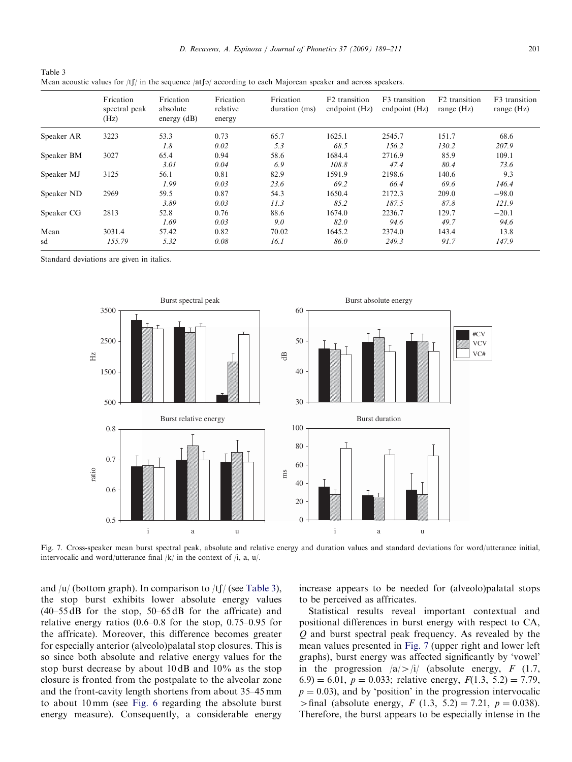Table 3
Mean acoustic values for /tʃ/ in the sequence /atʃə/ according to each Majorcan speaker and across speakers.

| | Frication spectral peak (Hz) | Frication absolute energy (dB) | Frication relative energy | Frication duration (ms) | F2 transition endpoint (Hz) | F3 transition endpoint (Hz) | F2 transition range (Hz) | F3 transition range (Hz) |
|---|---|---|---|---|---|---|---|---|
| Speaker AR | 3223 | 53.3 | 0.73 | 65.7 | 1625.1 | 2545.7 | 151.7 | 68.6 |
| | | *1.8* | *0.02* | *5.3* | *68.5* | *156.2* | *130.2* | *207.9* |
| Speaker BM | 3027 | 65.4 | 0.94 | 58.6 | 1684.4 | 2716.9 | 85.9 | 109.1 |
| | | *3.01* | *0.04* | *6.9* | *108.8* | *47.4* | *80.4* | *73.6* |
| Speaker MJ | 3125 | 56.1 | 0.81 | 82.9 | 1591.9 | 2198.6 | 140.6 | 9.3 |
| | | *1.99* | *0.03* | *23.6* | *69.2* | *66.4* | *69.6* | *146.4* |
| Speaker ND | 2969 | 59.5 | 0.87 | 54.3 | 1650.4 | 2172.3 | 209.0 | −98.0 |
| | | *3.89* | *0.03* | *11.3* | *85.2* | *187.5* | *87.8* | *121.9* |
| Speaker CG | 2813 | 52.8 | 0.76 | 88.6 | 1674.0 | 2236.7 | 129.7 | −20.1 |
| | | *1.69* | *0.03* | *9.0* | *82.0* | *94.6* | *49.7* | *94.6* |
| Mean | 3031.4 | 57.42 | 0.82 | 70.02 | 1645.2 | 2374.0 | 143.4 | 13.8 |
| sd | *155.79* | *5.32* | *0.08* | *16.1* | *86.0* | *249.3* | *91.7* | *147.9* |

Standard deviations are given in italics.

Fig. 7. Cross-speaker mean burst spectral peak, absolute and relative energy and duration values and standard deviations for word/utterance initial, intervocalic and word/utterance final /k/ in the context of /i, a, u/.

and /u/ (bottom graph). In comparison to /tʃ/ (see Table 3), the stop burst exhibits lower absolute energy values (40–55 dB for the stop, 50–65 dB for the affricate) and relative energy ratios (0.6–0.8 for the stop, 0.75–0.95 for the affricate). Moreover, this difference becomes greater for especially anterior (alveolo)palatal stop closures. This is so since both absolute and relative energy values for the stop burst decrease by about 10 dB and 10% as the stop closure is fronted from the postpalate to the alveolar zone and the front-cavity length shortens from about 35–45 mm to about 10 mm (see Fig. 6 regarding the absolute burst energy measure). Consequently, a considerable energy increase appears to be needed for (alveolo)palatal stops to be perceived as affricates.

Statistical results reveal important contextual and positional differences in burst energy with respect to CA, *Q* and burst spectral peak frequency. As revealed by the mean values presented in Fig. 7 (upper right and lower left graphs), burst energy was affected significantly by 'vowel' in the progression /a/ > /i/ (absolute energy, $F\ (1.7, 6.9) = 6.01$, $p = 0.033$; relative energy, $F(1.3, 5.2) = 7.79$, $p = 0.03$), and by 'position' in the progression intervocalic > final (absolute energy, $F\ (1.3,\ 5.2) = 7.21$, $p = 0.038$). Therefore, the burst appears to be especially intense in the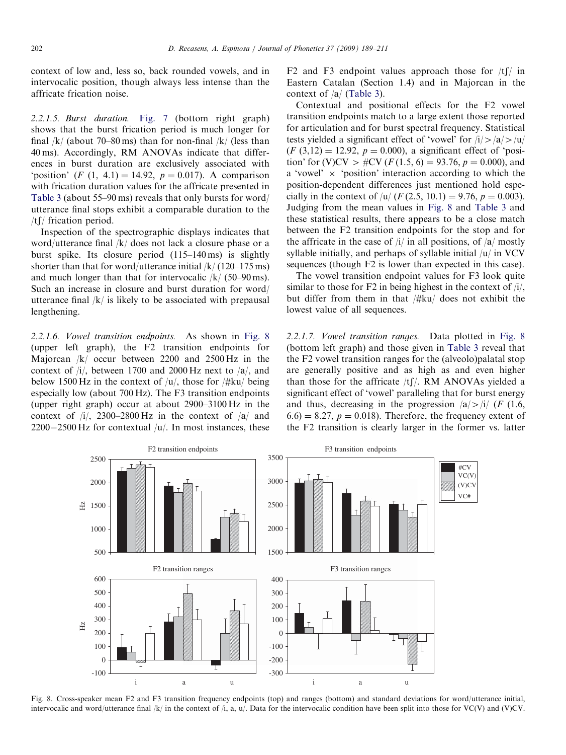context of low and, less so, back rounded vowels, and in intervocalic position, though always less intense than the affricate frication noise.

*2.2.1.5. Burst duration.* Fig. 7 (bottom right graph) shows that the burst frication period is much longer for final /k/ (about 70–80 ms) than for non-final /k/ (less than 40 ms). Accordingly, RM ANOVAs indicate that differences in burst duration are exclusively associated with 'position' ($F$ (1, 4.1) = 14.92, $p = 0.017$). A comparison with frication duration values for the affricate presented in Table 3 (about 55–90 ms) reveals that only bursts for word/utterance final stops exhibit a comparable duration to the /tʃ/ frication period.

Inspection of the spectrographic displays indicates that word/utterance final /k/ does not lack a closure phase or a burst spike. Its closure period (115–140 ms) is slightly shorter than that for word/utterance initial /k/ (120–175 ms) and much longer than that for intervocalic /k/ (50–90 ms). Such an increase in closure and burst duration for word/utterance final /k/ is likely to be associated with prepausal lengthening.

*2.2.1.6. Vowel transition endpoints.* As shown in Fig. 8 (upper left graph), the F2 transition endpoints for Majorcan /k/ occur between 2200 and 2500 Hz in the context of /i/, between 1700 and 2000 Hz next to /a/, and below 1500 Hz in the context of /u/, those for /#ku/ being especially low (about 700 Hz). The F3 transition endpoints (upper right graph) occur at about 2900–3100 Hz in the context of /i/, 2300–2800 Hz in the context of /a/ and 2200−2500 Hz for contextual /u/. In most instances, these F2 and F3 endpoint values approach those for /tʃ/ in Eastern Catalan (Section 1.4) and in Majorcan in the context of /a/ (Table 3).

Contextual and positional effects for the F2 vowel transition endpoints match to a large extent those reported for articulation and for burst spectral frequency. Statistical tests yielded a significant effect of 'vowel' for /i/ > /a/ > /u/ ($F$ (3,12) = 12.92, $p = 0.000$), a significant effect of 'position' for (V)CV > #CV ($F$ (1.5, 6) = 93.76, $p = 0.000$), and a 'vowel' × 'position' interaction according to which the position-dependent differences just mentioned hold especially in the context of /u/ ($F$ (2.5, 10.1) = 9.76, $p = 0.003$). Judging from the mean values in Fig. 8 and Table 3 and these statistical results, there appears to be a close match between the F2 transition endpoints for the stop and for the affricate in the case of /i/ in all positions, of /a/ mostly syllable initially, and perhaps of syllable initial /u/ in VCV sequences (though F2 is lower than expected in this case).

The vowel transition endpoint values for F3 look quite similar to those for F2 in being highest in the context of /i/, but differ from them in that /#ku/ does not exhibit the lowest value of all sequences.

*2.2.1.7. Vowel transition ranges.* Data plotted in Fig. 8 (bottom left graph) and those given in Table 3 reveal that the F2 vowel transition ranges for the (alveolo)palatal stop are generally positive and as high as and even higher than those for the affricate /tʃ/. RM ANOVAs yielded a significant effect of 'vowel' paralleling that for burst energy and thus, decreasing in the progression /a/ > /i/ ($F$ (1.6, 6.6) = 8.27, $p = 0.018$). Therefore, the frequency extent of the F2 transition is clearly larger in the former vs. latter

Fig. 8. Cross-speaker mean F2 and F3 transition frequency endpoints (top) and ranges (bottom) and standard deviations for word/utterance initial, intervocalic and word/utterance final /k/ in the context of /i, a, u/. Data for the intervocalic condition have been split into those for VC(V) and (V)CV.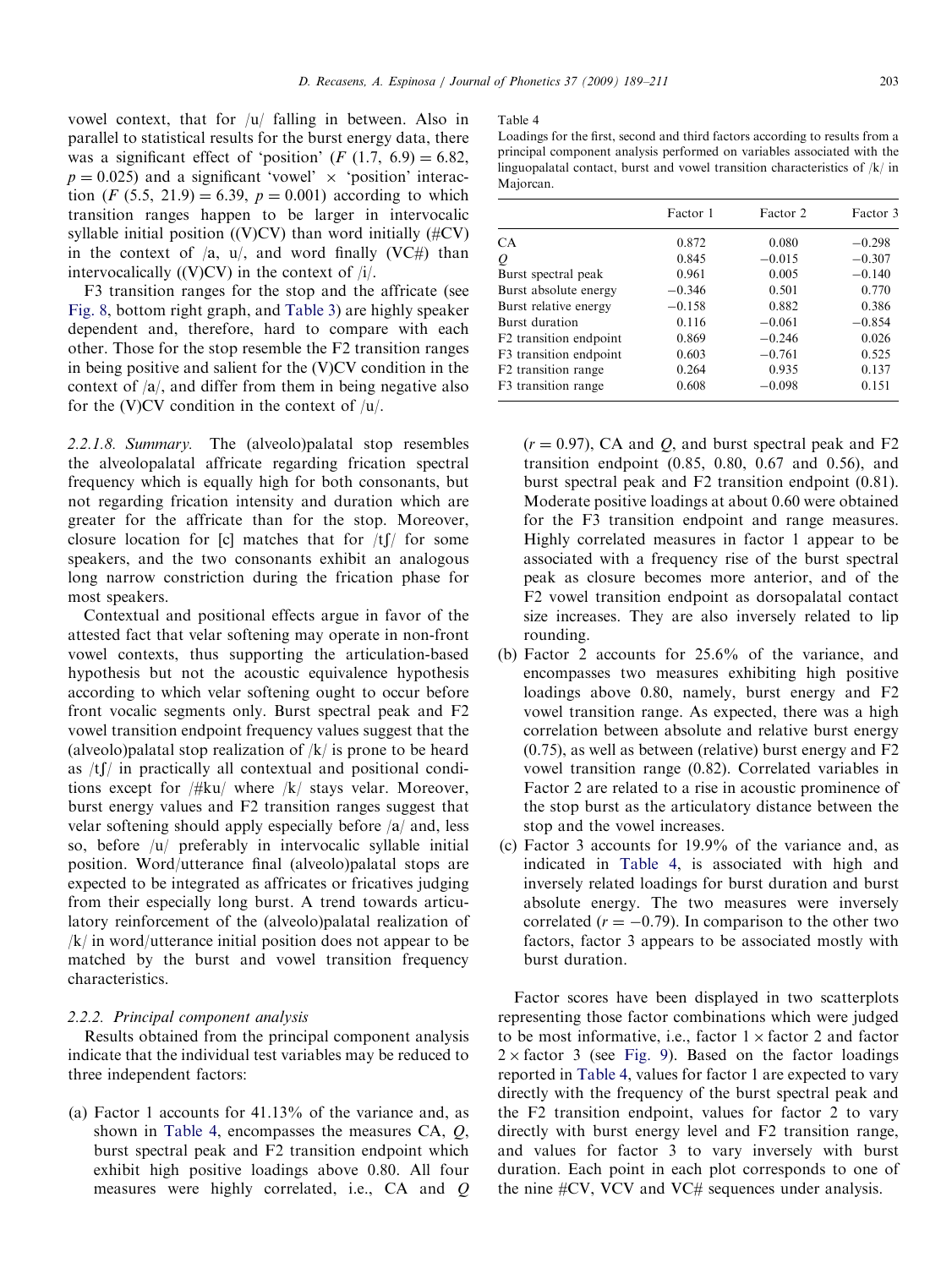vowel context, that for /u/ falling in between. Also in parallel to statistical results for the burst energy data, there was a significant effect of 'position' ($F$ (1.7, 6.9) = 6.82, $p = 0.025$) and a significant 'vowel' × 'position' interaction ($F$ (5.5, 21.9) = 6.39, $p = 0.001$) according to which transition ranges happen to be larger in intervocalic syllable initial position ((V)CV) than word initially (#CV) in the context of /a, u/, and word finally (VC#) than intervocalically ((V)CV) in the context of /i/.

F3 transition ranges for the stop and the affricate (see Fig. 8, bottom right graph, and Table 3) are highly speaker dependent and, therefore, hard to compare with each other. Those for the stop resemble the F2 transition ranges in being positive and salient for the (V)CV condition in the context of /a/, and differ from them in being negative also for the (V)CV condition in the context of /u/.

*2.2.1.8. Summary.* The (alveolo)palatal stop resembles the alveolopalatal affricate regarding frication spectral frequency which is equally high for both consonants, but not regarding frication intensity and duration which are greater for the affricate than for the stop. Moreover, closure location for [c] matches that for /tʃ/ for some speakers, and the two consonants exhibit an analogous long narrow constriction during the frication phase for most speakers.

Contextual and positional effects argue in favor of the attested fact that velar softening may operate in non-front vowel contexts, thus supporting the articulation-based hypothesis but not the acoustic equivalence hypothesis according to which velar softening ought to occur before front vocalic segments only. Burst spectral peak and F2 vowel transition endpoint frequency values suggest that the (alveolo)palatal stop realization of /k/ is prone to be heard as /tʃ/ in practically all contextual and positional conditions except for /#ku/ where /k/ stays velar. Moreover, burst energy values and F2 transition ranges suggest that velar softening should apply especially before /a/ and, less so, before /u/ preferably in intervocalic syllable initial position. Word/utterance final (alveolo)palatal stops are expected to be integrated as affricates or fricatives judging from their especially long burst. A trend towards articulatory reinforcement of the (alveolo)palatal realization of /k/ in word/utterance initial position does not appear to be matched by the burst and vowel transition frequency characteristics.

### 2.2.2. Principal component analysis

Results obtained from the principal component analysis indicate that the individual test variables may be reduced to three independent factors:

(a) Factor 1 accounts for 41.13% of the variance and, as shown in Table 4, encompasses the measures CA, $Q$, burst spectral peak and F2 transition endpoint which exhibit high positive loadings above 0.80. All four measures were highly correlated, i.e., CA and $Q$ ($r = 0.97$), CA and $Q$, and burst spectral peak and F2 transition endpoint (0.85, 0.80, 0.67 and 0.56), and burst spectral peak and F2 transition endpoint (0.81). Moderate positive loadings at about 0.60 were obtained for the F3 transition endpoint and range measures. Highly correlated measures in factor 1 appear to be associated with a frequency rise of the burst spectral peak as closure becomes more anterior, and of the F2 vowel transition endpoint as dorsopalatal contact size increases. They are also inversely related to lip rounding.

(b) Factor 2 accounts for 25.6% of the variance, and encompasses two measures exhibiting high positive loadings above 0.80, namely, burst energy and F2 vowel transition range. As expected, there was a high correlation between absolute and relative burst energy (0.75), as well as between (relative) burst energy and F2 vowel transition range (0.82). Correlated variables in Factor 2 are related to a rise in acoustic prominence of the stop burst as the articulatory distance between the stop and the vowel increases.

(c) Factor 3 accounts for 19.9% of the variance and, as indicated in Table 4, is associated with high and inversely related loadings for burst duration and burst absolute energy. The two measures were inversely correlated ($r = -0.79$). In comparison to the other two factors, factor 3 appears to be associated mostly with burst duration.

Table 4
Loadings for the first, second and third factors according to results from a principal component analysis performed on variables associated with the linguopalatal contact, burst and vowel transition characteristics of /k/ in Majorcan.

| | Factor 1 | Factor 2 | Factor 3 |
|---|---|---|---|
| CA | 0.872 | 0.080 | −0.298 |
| $Q$ | 0.845 | −0.015 | −0.307 |
| Burst spectral peak | 0.961 | 0.005 | −0.140 |
| Burst absolute energy | −0.346 | 0.501 | 0.770 |
| Burst relative energy | −0.158 | 0.882 | 0.386 |
| Burst duration | 0.116 | −0.061 | −0.854 |
| F2 transition endpoint | 0.869 | −0.246 | 0.026 |
| F3 transition endpoint | 0.603 | −0.761 | 0.525 |
| F2 transition range | 0.264 | 0.935 | 0.137 |
| F3 transition range | 0.608 | −0.098 | 0.151 |

Factor scores have been displayed in two scatterplots representing those factor combinations which were judged to be most informative, i.e., factor 1 × factor 2 and factor 2 × factor 3 (see Fig. 9). Based on the factor loadings reported in Table 4, values for factor 1 are expected to vary directly with the frequency of the burst spectral peak and the F2 transition endpoint, values for factor 2 to vary directly with burst energy level and F2 transition range, and values for factor 3 to vary inversely with burst duration. Each point in each plot corresponds to one of the nine #CV, VCV and VC# sequences under analysis.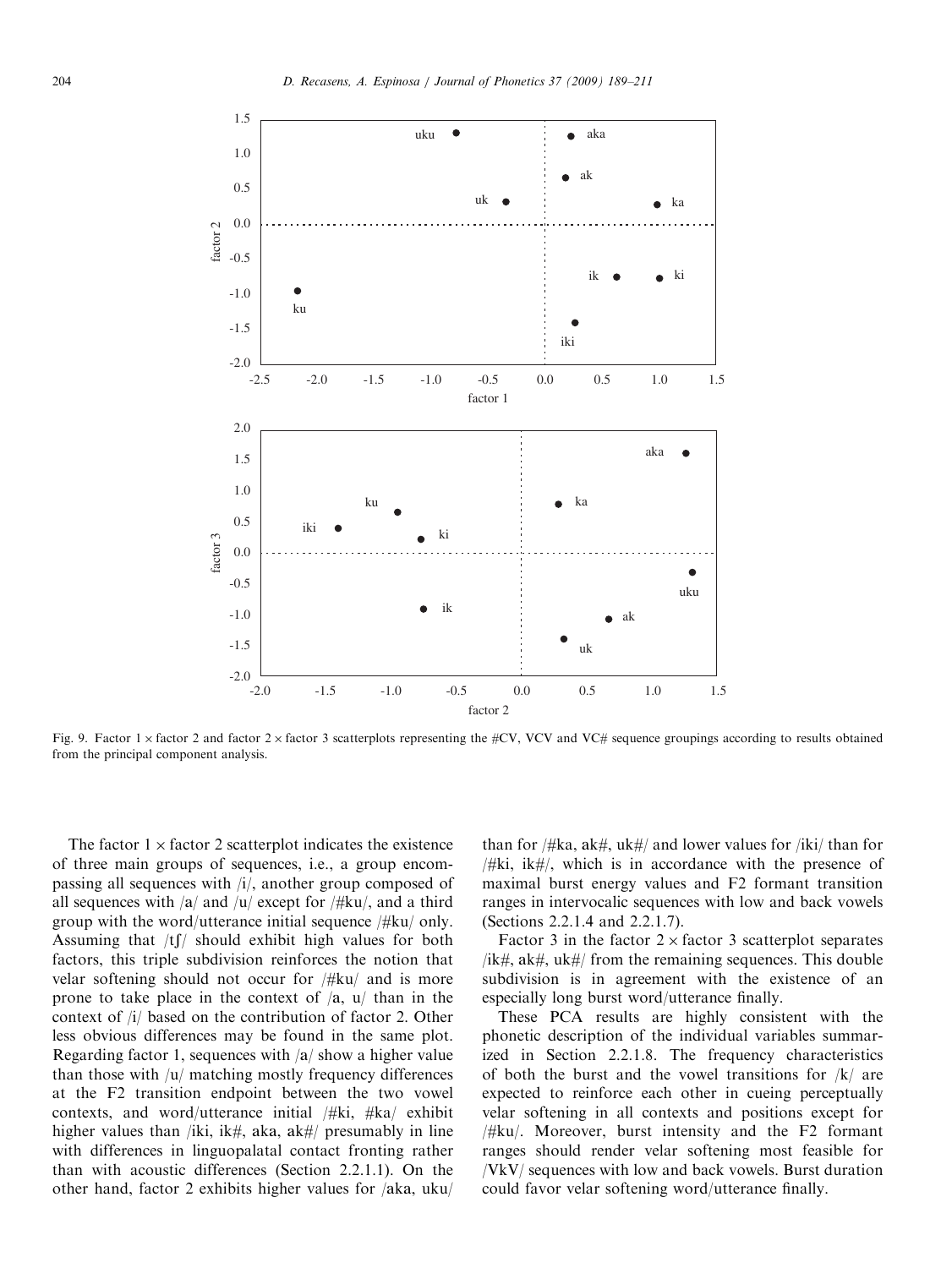Fig. 9. Factor 1 × factor 2 and factor 2 × factor 3 scatterplots representing the #CV, VCV and VC# sequence groupings according to results obtained from the principal component analysis.

The factor 1 × factor 2 scatterplot indicates the existence of three main groups of sequences, i.e., a group encompassing all sequences with /i/, another group composed of all sequences with /a/ and /u/ except for /#ku/, and a third group with the word/utterance initial sequence /#ku/ only. Assuming that /tʃ/ should exhibit high values for both factors, this triple subdivision reinforces the notion that velar softening should not occur for /#ku/ and is more prone to take place in the context of /a, u/ than in the context of /i/ based on the contribution of factor 2. Other less obvious differences may be found in the same plot. Regarding factor 1, sequences with /a/ show a higher value than those with /u/ matching mostly frequency differences at the F2 transition endpoint between the two vowel contexts, and word/utterance initial /#ki, #ka/ exhibit higher values than /iki, ik#, aka, ak#/ presumably in line with differences in linguopalatal contact fronting rather than with acoustic differences (Section 2.2.1.1). On the other hand, factor 2 exhibits higher values for /aka, uku/ than for /#ka, ak#, uk#/ and lower values for /iki/ than for /#ki, ik#/, which is in accordance with the presence of maximal burst energy values and F2 formant transition ranges in intervocalic sequences with low and back vowels (Sections 2.2.1.4 and 2.2.1.7).

Factor 3 in the factor 2 × factor 3 scatterplot separates /ik#, ak#, uk#/ from the remaining sequences. This double subdivision is in agreement with the existence of an especially long burst word/utterance finally.

These PCA results are highly consistent with the phonetic description of the individual variables summarized in Section 2.2.1.8. The frequency characteristics of both the burst and the vowel transitions for /k/ are expected to reinforce each other in cueing perceptually velar softening in all contexts and positions except for /#ku/. Moreover, burst intensity and the F2 formant ranges should render velar softening most feasible for /VkV/ sequences with low and back vowels. Burst duration could favor velar softening word/utterance finally.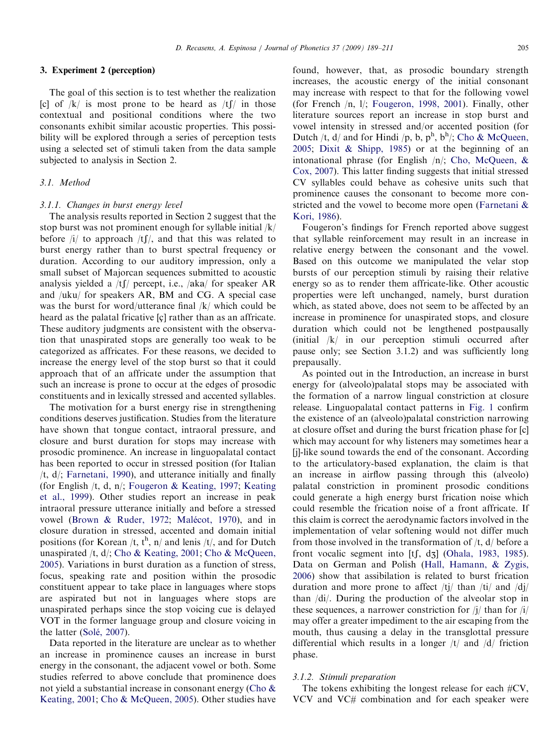## 3. Experiment 2 (perception)

The goal of this section is to test whether the realization [c] of /k/ is most prone to be heard as /tʃ/ in those contextual and positional conditions where the two consonants exhibit similar acoustic properties. This possibility will be explored through a series of perception tests using a selected set of stimuli taken from the data sample subjected to analysis in Section 2.

### 3.1. Method

#### 3.1.1. Changes in burst energy level

The analysis results reported in Section 2 suggest that the stop burst was not prominent enough for syllable initial /k/ before /i/ to approach /tʃ/, and that this was related to burst energy rather than to burst spectral frequency or duration. According to our auditory impression, only a small subset of Majorcan sequences submitted to acoustic analysis yielded a /tʃ/ percept, i.e., /aka/ for speaker AR and /uku/ for speakers AR, BM and CG. A special case was the burst for word/utterance final /k/ which could be heard as the palatal fricative [ç] rather than as an affricate. These auditory judgments are consistent with the observation that unaspirated stops are generally too weak to be categorized as affricates. For these reasons, we decided to increase the energy level of the stop burst so that it could approach that of an affricate under the assumption that such an increase is prone to occur at the edges of prosodic constituents and in lexically stressed and accented syllables.

The motivation for a burst energy rise in strengthening conditions deserves justification. Studies from the literature have shown that tongue contact, intraoral pressure, and closure and burst duration for stops may increase with prosodic prominence. An increase in linguopalatal contact has been reported to occur in stressed position (for Italian /t, d/; Farnetani, 1990), and utterance initially and finally (for English /t, d, n/; Fougeron & Keating, 1997; Keating et al., 1999). Other studies report an increase in peak intraoral pressure utterance initially and before a stressed vowel (Brown & Ruder, 1972; Malécot, 1970), and in closure duration in stressed, accented and domain initial positions (for Korean /t, tʰ, n/ and lenis /t/, and for Dutch unaspirated /t, d/; Cho & Keating, 2001; Cho & McQueen, 2005). Variations in burst duration as a function of stress, focus, speaking rate and position within the prosodic constituent appear to take place in languages where stops are aspirated but not in languages where stops are unaspirated perhaps since the stop voicing cue is delayed VOT in the former language group and closure voicing in the latter (Solé, 2007).

Data reported in the literature are unclear as to whether an increase in prominence causes an increase in burst energy in the consonant, the adjacent vowel or both. Some studies referred to above conclude that prominence does not yield a substantial increase in consonant energy (Cho & Keating, 2001; Cho & McQueen, 2005). Other studies have found, however, that, as prosodic boundary strength increases, the acoustic energy of the initial consonant may increase with respect to that for the following vowel (for French /n, l/; Fougeron, 1998, 2001). Finally, other literature sources report an increase in stop burst and vowel intensity in stressed and/or accented position (for Dutch /t, d/ and for Hindi /p, b, pʰ, bʰ/; Cho & McQueen, 2005; Dixit & Shipp, 1985) or at the beginning of an intonational phrase (for English /n/; Cho, McQueen, & Cox, 2007). This latter finding suggests that initial stressed CV syllables could behave as cohesive units such that prominence causes the consonant to become more constricted and the vowel to become more open (Farnetani & Kori, 1986).

Fougeron's findings for French reported above suggest that syllable reinforcement may result in an increase in relative energy between the consonant and the vowel. Based on this outcome we manipulated the velar stop bursts of our perception stimuli by raising their relative energy so as to render them affricate-like. Other acoustic properties were left unchanged, namely, burst duration which, as stated above, does not seem to be affected by an increase in prominence for unaspirated stops, and closure duration which could not be lengthened postpausally (initial /k/ in our perception stimuli occurred after pause only; see Section 3.1.2) and was sufficiently long prepausally.

As pointed out in the Introduction, an increase in burst energy for (alveolo)palatal stops may be associated with the formation of a narrow lingual constriction at closure release. Linguopalatal contact patterns in Fig. 1 confirm the existence of an (alveolo)palatal constriction narrowing at closure offset and during the burst frication phase for [c] which may account for why listeners may sometimes hear a [j]-like sound towards the end of the consonant. According to the articulatory-based explanation, the claim is that an increase in airflow passing through this (alveolo) palatal constriction in prominent prosodic conditions could generate a high energy burst frication noise which could resemble the frication noise of a front affricate. If this claim is correct the aerodynamic factors involved in the implementation of velar softening would not differ much from those involved in the transformation of /t, d/ before a front vocalic segment into [tʃ, dʒ] (Ohala, 1983, 1985). Data on German and Polish (Hall, Hamann, & Zygis, 2006) show that assibilation is related to burst frication duration and more prone to affect /tj/ than /ti/ and /dj/ than /di/. During the production of the alveolar stop in these sequences, a narrower constriction for /j/ than for /i/ may offer a greater impediment to the air escaping from the mouth, thus causing a delay in the transglottal pressure differential which results in a longer /t/ and /d/ friction phase.

#### 3.1.2. Stimuli preparation

The tokens exhibiting the longest release for each #CV, VCV and VC# combination and for each speaker were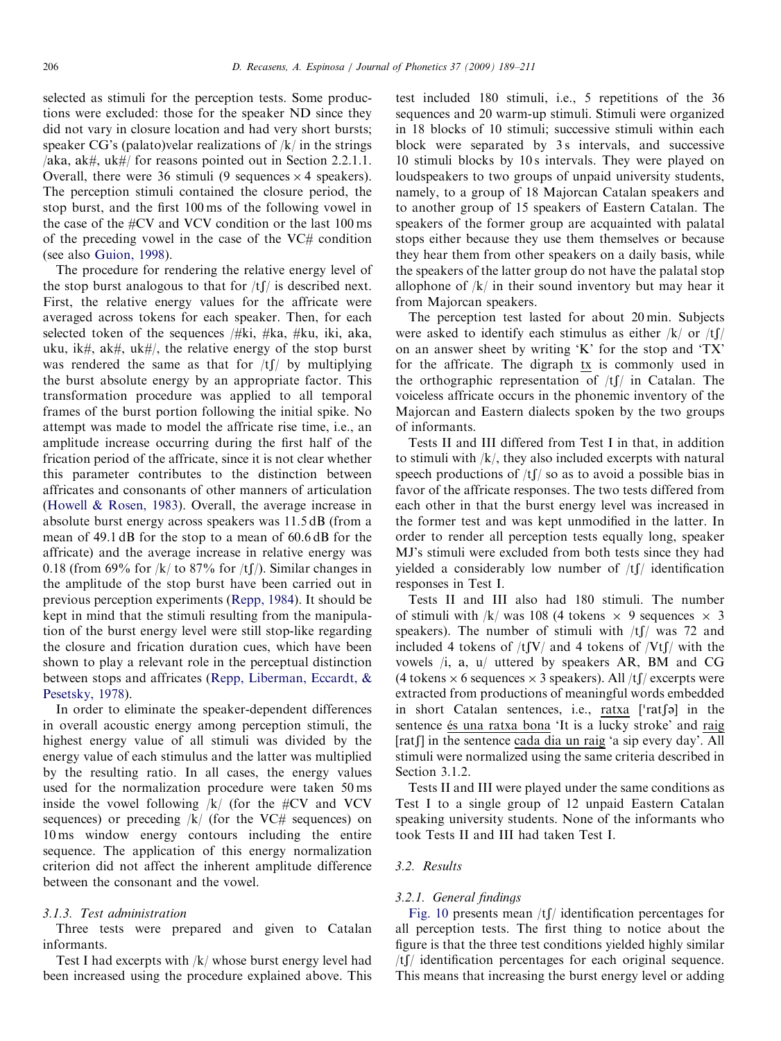selected as stimuli for the perception tests. Some productions were excluded: those for the speaker ND since they did not vary in closure location and had very short bursts; speaker CG's (palato)velar realizations of /k/ in the strings /aka, ak#, uk#/ for reasons pointed out in Section 2.2.1.1. Overall, there were 36 stimuli (9 sequences × 4 speakers). The perception stimuli contained the closure period, the stop burst, and the first 100 ms of the following vowel in the case of the #CV and VCV condition or the last 100 ms of the preceding vowel in the case of the VC# condition (see also Guion, 1998).

The procedure for rendering the relative energy level of the stop burst analogous to that for /tʃ/ is described next. First, the relative energy values for the affricate were averaged across tokens for each speaker. Then, for each selected token of the sequences /#ki, #ka, #ku, iki, aka, uku, ik#, ak#, uk#/, the relative energy of the stop burst was rendered the same as that for /tʃ/ by multiplying the burst absolute energy by an appropriate factor. This transformation procedure was applied to all temporal frames of the burst portion following the initial spike. No attempt was made to model the affricate rise time, i.e., an amplitude increase occurring during the first half of the frication period of the affricate, since it is not clear whether this parameter contributes to the distinction between affricates and consonants of other manners of articulation (Howell & Rosen, 1983). Overall, the average increase in absolute burst energy across speakers was 11.5 dB (from a mean of 49.1 dB for the stop to a mean of 60.6 dB for the affricate) and the average increase in relative energy was 0.18 (from 69% for /k/ to 87% for /tʃ/). Similar changes in the amplitude of the stop burst have been carried out in previous perception experiments (Repp, 1984). It should be kept in mind that the stimuli resulting from the manipulation of the burst energy level were still stop-like regarding the closure and frication duration cues, which have been shown to play a relevant role in the perceptual distinction between stops and affricates (Repp, Liberman, Eccardt, & Pesetsky, 1978).

In order to eliminate the speaker-dependent differences in overall acoustic energy among perception stimuli, the highest energy value of all stimuli was divided by the energy value of each stimulus and the latter was multiplied by the resulting ratio. In all cases, the energy values used for the normalization procedure were taken 50 ms inside the vowel following /k/ (for the #CV and VCV sequences) or preceding /k/ (for the VC# sequences) on 10 ms window energy contours including the entire sequence. The application of this energy normalization criterion did not affect the inherent amplitude difference between the consonant and the vowel.

#### *3.1.3. Test administration*

Three tests were prepared and given to Catalan informants.

Test I had excerpts with /k/ whose burst energy level had been increased using the procedure explained above. This test included 180 stimuli, i.e., 5 repetitions of the 36 sequences and 20 warm-up stimuli. Stimuli were organized in 18 blocks of 10 stimuli; successive stimuli within each block were separated by 3 s intervals, and successive 10 stimuli blocks by 10 s intervals. They were played on loudspeakers to two groups of unpaid university students, namely, to a group of 18 Majorcan Catalan speakers and to another group of 15 speakers of Eastern Catalan. The speakers of the former group are acquainted with palatal stops either because they use them themselves or because they hear them from other speakers on a daily basis, while the speakers of the latter group do not have the palatal stop allophone of /k/ in their sound inventory but may hear it from Majorcan speakers.

The perception test lasted for about 20 min. Subjects were asked to identify each stimulus as either /k/ or /tʃ/ on an answer sheet by writing 'K' for the stop and 'TX' for the affricate. The digraph <u>tx</u> is commonly used in the orthographic representation of /tʃ/ in Catalan. The voiceless affricate occurs in the phonemic inventory of the Majorcan and Eastern dialects spoken by the two groups of informants.

Tests II and III differed from Test I in that, in addition to stimuli with /k/, they also included excerpts with natural speech productions of /tʃ/ so as to avoid a possible bias in favor of the affricate responses. The two tests differed from each other in that the burst energy level was increased in the former test and was kept unmodified in the latter. In order to render all perception tests equally long, speaker MJ's stimuli were excluded from both tests since they had yielded a considerably low number of /tʃ/ identification responses in Test I.

Tests II and III also had 180 stimuli. The number of stimuli with /k/ was 108 (4 tokens × 9 sequences × 3 speakers). The number of stimuli with /tʃ/ was 72 and included 4 tokens of /tʃV/ and 4 tokens of /Vtʃ/ with the vowels /i, a, u/ uttered by speakers AR, BM and CG (4 tokens × 6 sequences × 3 speakers). All /tʃ/ excerpts were extracted from productions of meaningful words embedded in short Catalan sentences, i.e., <u>ratxa</u> [ˈratʃə] in the sentence <u>és una ratxa bona</u> 'It is a lucky stroke' and <u>raig</u> [ratʃ] in the sentence <u>cada dia un raig</u> 'a sip every day'. All stimuli were normalized using the same criteria described in Section 3.1.2.

Tests II and III were played under the same conditions as Test I to a single group of 12 unpaid Eastern Catalan speaking university students. None of the informants who took Tests II and III had taken Test I.

### *3.2. Results*

#### *3.2.1. General findings*

Fig. 10 presents mean /tʃ/ identification percentages for all perception tests. The first thing to notice about the figure is that the three test conditions yielded highly similar /tʃ/ identification percentages for each original sequence. This means that increasing the burst energy level or adding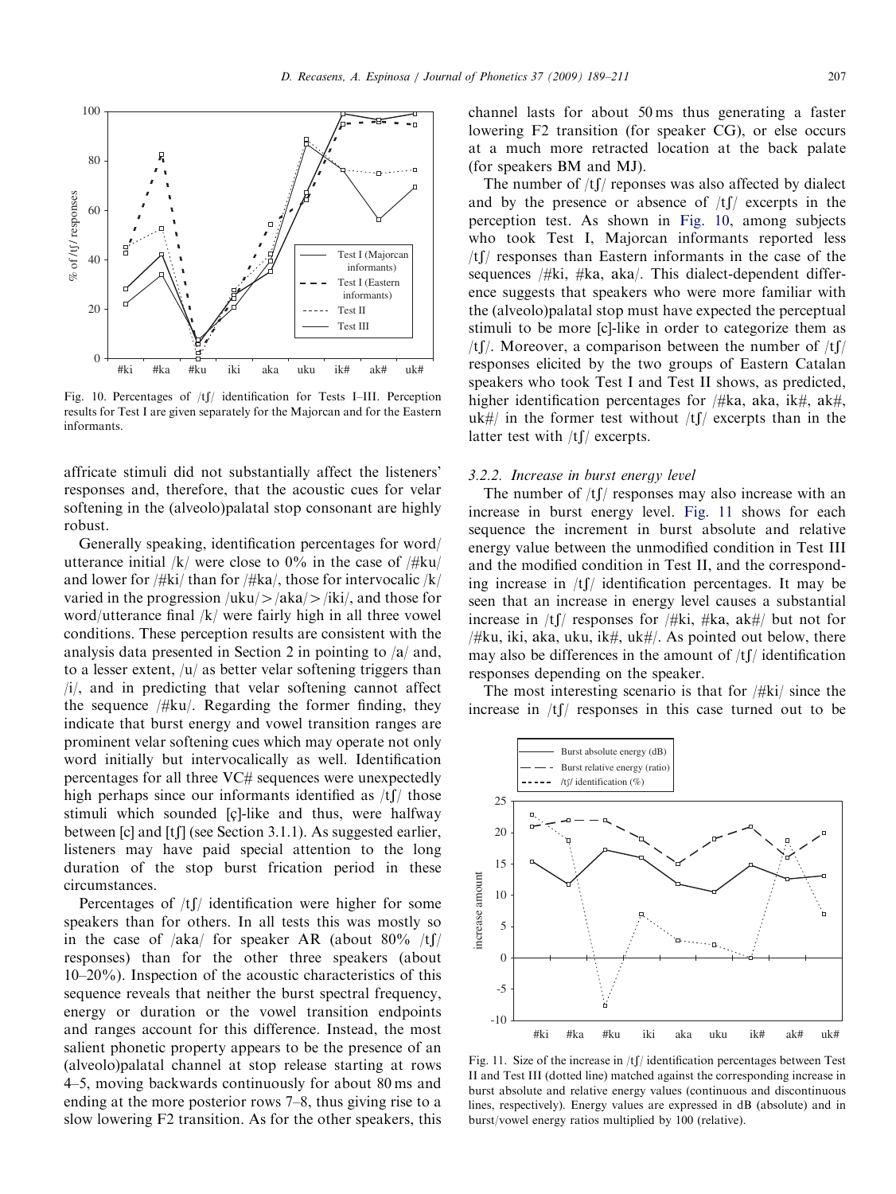Fig. 10. Percentages of /tʃ/ identification for Tests I–III. Perception results for Test I are given separately for the Majorcan and for the Eastern informants.

affricate stimuli did not substantially affect the listeners' responses and, therefore, that the acoustic cues for velar softening in the (alveolo)palatal stop consonant are highly robust.

Generally speaking, identification percentages for word/utterance initial /k/ were close to 0% in the case of /#ku/ and lower for /#ki/ than for /#ka/, those for intervocalic /k/ varied in the progression /uku/>/aka/>/iki/, and those for word/utterance final /k/ were fairly high in all three vowel conditions. These perception results are consistent with the analysis data presented in Section 2 in pointing to /a/ and, to a lesser extent, /u/ as better velar softening triggers than /i/, and in predicting that velar softening cannot affect the sequence /#ku/. Regarding the former finding, they indicate that burst energy and vowel transition ranges are prominent velar softening cues which may operate not only word initially but intervocalically as well. Identification percentages for all three VC# sequences were unexpectedly high perhaps since our informants identified as /tʃ/ those stimuli which sounded [ç]-like and thus, were halfway between [c] and [tʃ] (see Section 3.1.1). As suggested earlier, listeners may have paid special attention to the long duration of the stop burst frication period in these circumstances.

Percentages of /tʃ/ identification were higher for some speakers than for others. In all tests this was mostly so in the case of /aka/ for speaker AR (about 80% /tʃ/ responses) than for the other three speakers (about 10–20%). Inspection of the acoustic characteristics of this sequence reveals that neither the burst spectral frequency, energy or duration or the vowel transition endpoints and ranges account for this difference. Instead, the most salient phonetic property appears to be the presence of an (alveolo)palatal channel at stop release starting at rows 4–5, moving backwards continuously for about 80 ms and ending at the more posterior rows 7–8, thus giving rise to a slow lowering F2 transition. As for the other speakers, this channel lasts for about 50 ms thus generating a faster lowering F2 transition (for speaker CG), or else occurs at a much more retracted location at the back palate (for speakers BM and MJ).

The number of /tʃ/ reponses was also affected by dialect and by the presence or absence of /tʃ/ excerpts in the perception test. As shown in Fig. 10, among subjects who took Test I, Majorcan informants reported less /tʃ/ responses than Eastern informants in the case of the sequences /#ki, #ka, aka/. This dialect-dependent difference suggests that speakers who were more familiar with the (alveolo)palatal stop must have expected the perceptual stimuli to be more [c]-like in order to categorize them as /tʃ/. Moreover, a comparison between the number of /tʃ/ responses elicited by the two groups of Eastern Catalan speakers who took Test I and Test II shows, as predicted, higher identification percentages for /#ka, aka, ik#, ak#, uk#/ in the former test without /tʃ/ excerpts than in the latter test with /tʃ/ excerpts.

### 3.2.2. Increase in burst energy level

The number of /tʃ/ responses may also increase with an increase in burst energy level. Fig. 11 shows for each sequence the increment in burst absolute and relative energy value between the unmodified condition in Test III and the modified condition in Test II, and the corresponding increase in /tʃ/ identification percentages. It may be seen that an increase in energy level causes a substantial increase in /tʃ/ responses for /#ki, #ka, ak#/ but not for /#ku, iki, aka, uku, ik#, uk#/. As pointed out below, there may also be differences in the amount of /tʃ/ identification responses depending on the speaker.

The most interesting scenario is that for /#ki/ since the increase in /tʃ/ responses in this case turned out to be

Fig. 11. Size of the increase in /tʃ/ identification percentages between Test II and Test III (dotted line) matched against the corresponding increase in burst absolute and relative energy values (continuous and discontinuous lines, respectively). Energy values are expressed in dB (absolute) and in burst/vowel energy ratios multiplied by 100 (relative).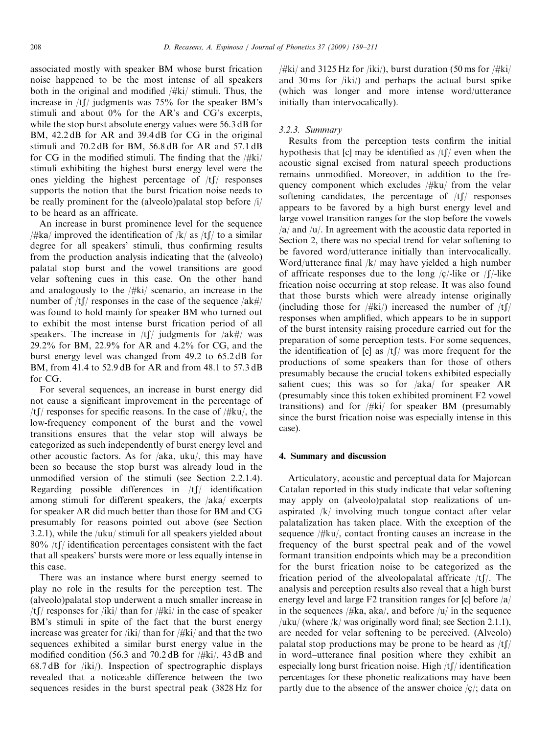associated mostly with speaker BM whose burst frication noise happened to be the most intense of all speakers both in the original and modified /#ki/ stimuli. Thus, the increase in /tʃ/ judgments was 75% for the speaker BM's stimuli and about 0% for the AR's and CG's excerpts, while the stop burst absolute energy values were 56.3 dB for BM, 42.2 dB for AR and 39.4 dB for CG in the original stimuli and 70.2 dB for BM, 56.8 dB for AR and 57.1 dB for CG in the modified stimuli. The finding that the /#ki/ stimuli exhibiting the highest burst energy level were the ones yielding the highest percentage of /tʃ/ responses supports the notion that the burst frication noise needs to be really prominent for the (alveolo)palatal stop before /i/ to be heard as an affricate.

An increase in burst prominence level for the sequence /#ka/ improved the identification of /k/ as /tʃ/ to a similar degree for all speakers' stimuli, thus confirming results from the production analysis indicating that the (alveolo) palatal stop burst and the vowel transitions are good velar softening cues in this case. On the other hand and analogously to the /#ki/ scenario, an increase in the number of /tʃ/ responses in the case of the sequence /ak#/ was found to hold mainly for speaker BM who turned out to exhibit the most intense burst frication period of all speakers. The increase in /tʃ/ judgments for /ak#/ was 29.2% for BM, 22.9% for AR and 4.2% for CG, and the burst energy level was changed from 49.2 to 65.2 dB for BM, from 41.4 to 52.9 dB for AR and from 48.1 to 57.3 dB for CG.

For several sequences, an increase in burst energy did not cause a significant improvement in the percentage of /tʃ/ responses for specific reasons. In the case of /#ku/, the low-frequency component of the burst and the vowel transitions ensures that the velar stop will always be categorized as such independently of burst energy level and other acoustic factors. As for /aka, uku/, this may have been so because the stop burst was already loud in the unmodified version of the stimuli (see Section 2.2.1.4). Regarding possible differences in /tʃ/ identification among stimuli for different speakers, the /aka/ excerpts for speaker AR did much better than those for BM and CG presumably for reasons pointed out above (see Section 3.2.1), while the /uku/ stimuli for all speakers yielded about 80% /tʃ/ identification percentages consistent with the fact that all speakers' bursts were more or less equally intense in this case.

There was an instance where burst energy seemed to play no role in the results for the perception test. The (alveolo)palatal stop underwent a much smaller increase in /tʃ/ responses for /iki/ than for /#ki/ in the case of speaker BM's stimuli in spite of the fact that the burst energy increase was greater for /iki/ than for /#ki/ and that the two sequences exhibited a similar burst energy value in the modified condition (56.3 and 70.2 dB for /#ki/, 43 dB and 68.7 dB for /iki/). Inspection of spectrographic displays revealed that a noticeable difference between the two sequences resides in the burst spectral peak (3828 Hz for /#ki/ and 3125 Hz for /iki/), burst duration (50 ms for /#ki/ and 30 ms for /iki/) and perhaps the actual burst spike (which was longer and more intense word/utterance initially than intervocalically).

### 3.2.3. Summary

Results from the perception tests confirm the initial hypothesis that [c] may be identified as /tʃ/ even when the acoustic signal excised from natural speech productions remains unmodified. Moreover, in addition to the frequency component which excludes /#ku/ from the velar softening candidates, the percentage of /tʃ/ responses appears to be favored by a high burst energy level and large vowel transition ranges for the stop before the vowels /a/ and /u/. In agreement with the acoustic data reported in Section 2, there was no special trend for velar softening to be favored word/utterance initially than intervocalically. Word/utterance final /k/ may have yielded a high number of affricate responses due to the long /ç/-like or /ʃ/-like frication noise occurring at stop release. It was also found that those bursts which were already intense originally (including those for /#ki/) increased the number of /tʃ/ responses when amplified, which appears to be in support of the burst intensity raising procedure carried out for the preparation of some perception tests. For some sequences, the identification of [c] as /tʃ/ was more frequent for the productions of some speakers than for those of others presumably because the crucial tokens exhibited especially salient cues; this was so for /aka/ for speaker AR (presumably since this token exhibited prominent F2 vowel transitions) and for /#ki/ for speaker BM (presumably since the burst frication noise was especially intense in this case).

## 4. Summary and discussion

Articulatory, acoustic and perceptual data for Majorcan Catalan reported in this study indicate that velar softening may apply on (alveolo)palatal stop realizations of unaspirated /k/ involving much tongue contact after velar palatalization has taken place. With the exception of the sequence /#ku/, contact fronting causes an increase in the frequency of the burst spectral peak and of the vowel formant transition endpoints which may be a precondition for the burst frication noise to be categorized as the frication period of the alveolopalatal affricate /tʃ/. The analysis and perception results also reveal that a high burst energy level and large F2 transition ranges for [c] before /a/ in the sequences /#ka, aka/, and before /u/ in the sequence /uku/ (where /k/ was originally word final; see Section 2.1.1), are needed for velar softening to be perceived. (Alveolo) palatal stop productions may be prone to be heard as /tʃ/ in word–utterance final position where they exhibit an especially long burst frication noise. High /tʃ/ identification percentages for these phonetic realizations may have been partly due to the absence of the answer choice /ç/; data on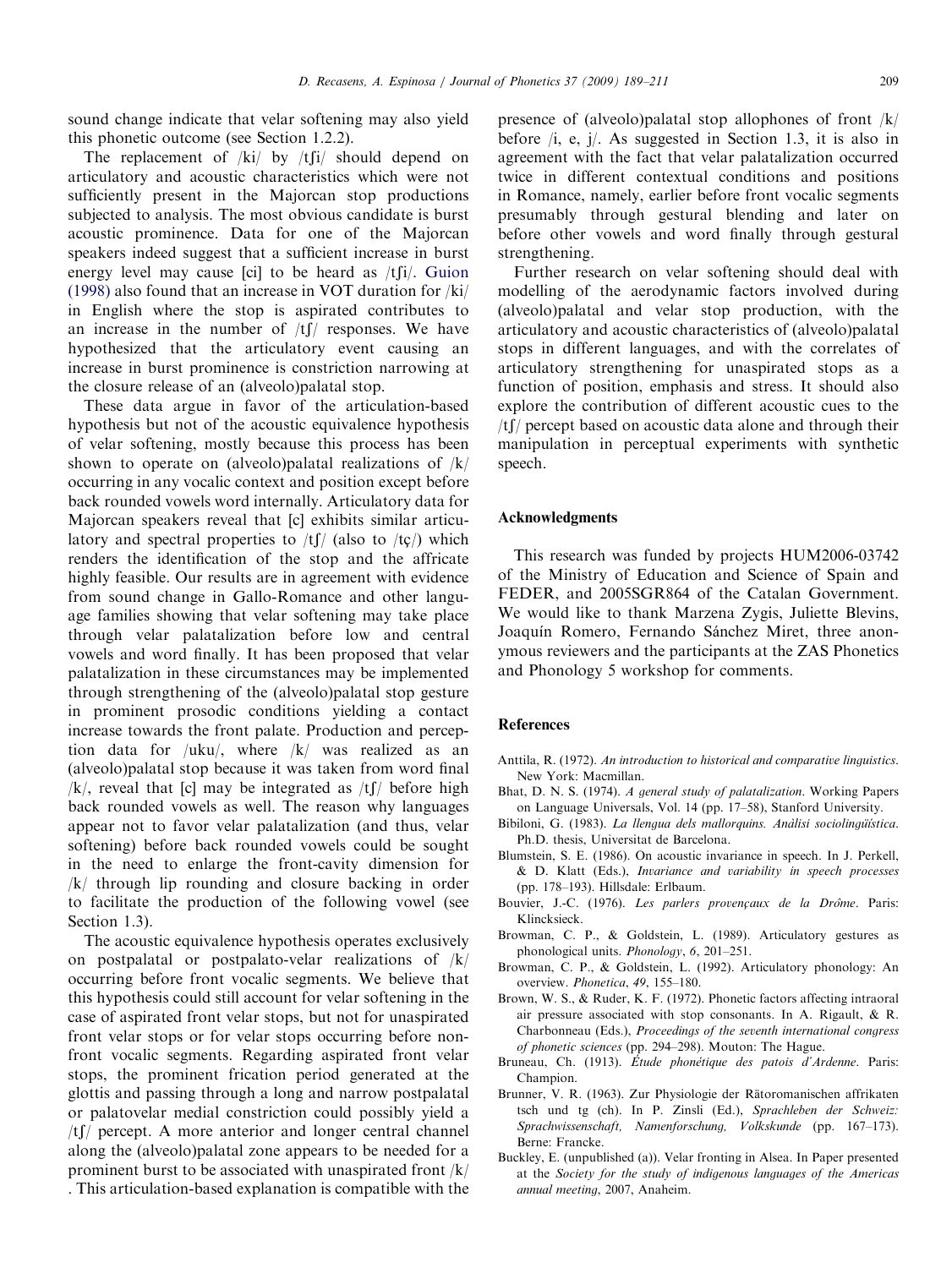sound change indicate that velar softening may also yield this phonetic outcome (see Section 1.2.2).

The replacement of /ki/ by /tʃi/ should depend on articulatory and acoustic characteristics which were not sufficiently present in the Majorcan stop productions subjected to analysis. The most obvious candidate is burst acoustic prominence. Data for one of the Majorcan speakers indeed suggest that a sufficient increase in burst energy level may cause [ci] to be heard as /tʃi/. Guion (1998) also found that an increase in VOT duration for /ki/ in English where the stop is aspirated contributes to an increase in the number of /tʃ/ responses. We have hypothesized that the articulatory event causing an increase in burst prominence is constriction narrowing at the closure release of an (alveolo)palatal stop.

These data argue in favor of the articulation-based hypothesis but not of the acoustic equivalence hypothesis of velar softening, mostly because this process has been shown to operate on (alveolo)palatal realizations of /k/ occurring in any vocalic context and position except before back rounded vowels word internally. Articulatory data for Majorcan speakers reveal that [c] exhibits similar articulatory and spectral properties to /tʃ/ (also to /tç/) which renders the identification of the stop and the affricate highly feasible. Our results are in agreement with evidence from sound change in Gallo-Romance and other language families showing that velar softening may take place through velar palatalization before low and central vowels and word finally. It has been proposed that velar palatalization in these circumstances may be implemented through strengthening of the (alveolo)palatal stop gesture in prominent prosodic conditions yielding a contact increase towards the front palate. Production and perception data for /uku/, where /k/ was realized as an (alveolo)palatal stop because it was taken from word final /k/, reveal that [c] may be integrated as /tʃ/ before high back rounded vowels as well. The reason why languages appear not to favor velar palatalization (and thus, velar softening) before back rounded vowels could be sought in the need to enlarge the front-cavity dimension for /k/ through lip rounding and closure backing in order to facilitate the production of the following vowel (see Section 1.3).

The acoustic equivalence hypothesis operates exclusively on postpalatal or postpalato-velar realizations of /k/ occurring before front vocalic segments. We believe that this hypothesis could still account for velar softening in the case of aspirated front velar stops, but not for unaspirated front velar stops or for velar stops occurring before non-front vocalic segments. Regarding aspirated front velar stops, the prominent frication period generated at the glottis and passing through a long and narrow postpalatal or palatovelar medial constriction could possibly yield a /tʃ/ percept. A more anterior and longer central channel along the (alveolo)palatal zone appears to be needed for a prominent burst to be associated with unaspirated front /k/. This articulation-based explanation is compatible with the presence of (alveolo)palatal stop allophones of front /k/ before /i, e, j/. As suggested in Section 1.3, it is also in agreement with the fact that velar palatalization occurred twice in different contextual conditions and positions in Romance, namely, earlier before front vocalic segments presumably through gestural blending and later on before other vowels and word finally through gestural strengthening.

Further research on velar softening should deal with modelling of the aerodynamic factors involved during (alveolo)palatal and velar stop production, with the articulatory and acoustic characteristics of (alveolo)palatal stops in different languages, and with the correlates of articulatory strengthening for unaspirated stops as a function of position, emphasis and stress. It should also explore the contribution of different acoustic cues to the /tʃ/ percept based on acoustic data alone and through their manipulation in perceptual experiments with synthetic speech.

## Acknowledgments

This research was funded by projects HUM2006-03742 of the Ministry of Education and Science of Spain and FEDER, and 2005SGR864 of the Catalan Government. We would like to thank Marzena Zygis, Juliette Blevins, Joaquín Romero, Fernando Sánchez Miret, three anonymous reviewers and the participants at the ZAS Phonetics and Phonology 5 workshop for comments.

## References

Anttila, R. (1972). *An introduction to historical and comparative linguistics*. New York: Macmillan.

Bhat, D. N. S. (1974). *A general study of palatalization*. Working Papers on Language Universals, Vol. 14 (pp. 17–58), Stanford University.

Bibiloni, G. (1983). *La llengua dels mallorquins. Anàlisi sociolingüística*. Ph.D. thesis, Universitat de Barcelona.

Blumstein, S. E. (1986). On acoustic invariance in speech. In J. Perkell, & D. Klatt (Eds.), *Invariance and variability in speech processes* (pp. 178–193). Hillsdale: Erlbaum.

Bouvier, J.-C. (1976). *Les parlers provençaux de la Drôme*. Paris: Klincksieck.

Browman, C. P., & Goldstein, L. (1989). Articulatory gestures as phonological units. *Phonology*, *6*, 201–251.

Browman, C. P., & Goldstein, L. (1992). Articulatory phonology: An overview. *Phonetica*, *49*, 155–180.

Brown, W. S., & Ruder, K. F. (1972). Phonetic factors affecting intraoral air pressure associated with stop consonants. In A. Rigault, & R. Charbonneau (Eds.), *Proceedings of the seventh international congress of phonetic sciences* (pp. 294–298). Mouton: The Hague.

Bruneau, Ch. (1913). *Étude phonétique des patois d'Ardenne*. Paris: Champion.

Brunner, V. R. (1963). Zur Physiologie der Rätoromanischen affrikaten tsch und tg (ch). In P. Zinsli (Ed.), *Sprachleben der Schweiz: Sprachwissenschaft, Namenforschung, Volkskunde* (pp. 167–173). Berne: Francke.

Buckley, E. (unpublished (a)). Velar fronting in Alsea. In Paper presented at the *Society for the study of indigenous languages of the Americas annual meeting*, 2007, Anaheim.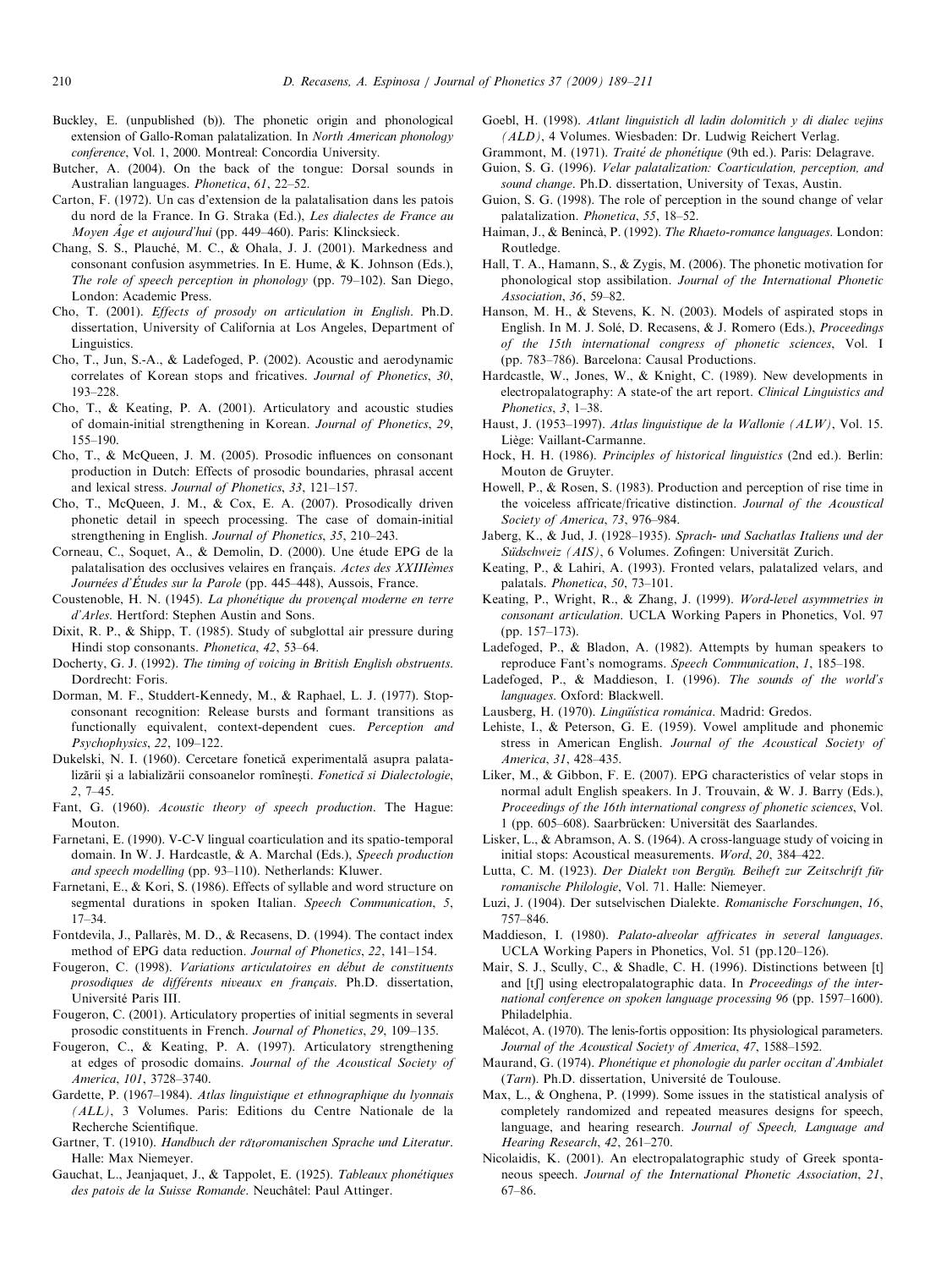Buckley, E. (unpublished (b)). The phonetic origin and phonological extension of Gallo-Roman palatalization. In *North American phonology conference*, Vol. 1, 2000. Montreal: Concordia University.

Butcher, A. (2004). On the back of the tongue: Dorsal sounds in Australian languages. *Phonetica*, *61*, 22–52.

Carton, F. (1972). Un cas d'extension de la palatalisation dans les patois du nord de la France. In G. Straka (Ed.), *Les dialectes de France au Moyen Âge et aujourd'hui* (pp. 449–460). Paris: Klincksieck.

Chang, S. S., Plauché, M. C., & Ohala, J. J. (2001). Markedness and consonant confusion asymmetries. In E. Hume, & K. Johnson (Eds.), *The role of speech perception in phonology* (pp. 79–102). San Diego, London: Academic Press.

Cho, T. (2001). *Effects of prosody on articulation in English*. Ph.D. dissertation, University of California at Los Angeles, Department of Linguistics.

Cho, T., Jun, S.-A., & Ladefoged, P. (2002). Acoustic and aerodynamic correlates of Korean stops and fricatives. *Journal of Phonetics*, *30*, 193–228.

Cho, T., & Keating, P. A. (2001). Articulatory and acoustic studies of domain-initial strengthening in Korean. *Journal of Phonetics*, *29*, 155–190.

Cho, T., & McQueen, J. M. (2005). Prosodic influences on consonant production in Dutch: Effects of prosodic boundaries, phrasal accent and lexical stress. *Journal of Phonetics*, *33*, 121–157.

Cho, T., McQueen, J. M., & Cox, E. A. (2007). Prosodically driven phonetic detail in speech processing. The case of domain-initial strengthening in English. *Journal of Phonetics*, *35*, 210–243.

Corneau, C., Soquet, A., & Demolin, D. (2000). Une étude EPG de la palatalisation des occlusives velaires en français. *Actes des XXIIIèmes Journées d'Études sur la Parole* (pp. 445–448), Aussois, France.

Coustenoble, H. N. (1945). *La phonétique du provençal moderne en terre d'Arles*. Hertford: Stephen Austin and Sons.

Dixit, R. P., & Shipp, T. (1985). Study of subglottal air pressure during Hindi stop consonants. *Phonetica*, *42*, 53–64.

Docherty, G. J. (1992). *The timing of voicing in British English obstruents*. Dordrecht: Foris.

Dorman, M. F., Studdert-Kennedy, M., & Raphael, L. J. (1977). Stop-consonant recognition: Release bursts and formant transitions as functionally equivalent, context-dependent cues. *Perception and Psychophysics*, *22*, 109–122.

Dukelski, N. I. (1960). Cercetare fonetică experimentală asupra palatalizării şi a labializării consoanelor romîneşti. *Fonetică si Dialectologie*, *2*, 7–45.

Fant, G. (1960). *Acoustic theory of speech production*. The Hague: Mouton.

Farnetani, E. (1990). V-C-V lingual coarticulation and its spatio-temporal domain. In W. J. Hardcastle, & A. Marchal (Eds.), *Speech production and speech modelling* (pp. 93–110). Netherlands: Kluwer.

Farnetani, E., & Kori, S. (1986). Effects of syllable and word structure on segmental durations in spoken Italian. *Speech Communication*, *5*, 17–34.

Fontdevila, J., Pallarès, M. D., & Recasens, D. (1994). The contact index method of EPG data reduction. *Journal of Phonetics*, *22*, 141–154.

Fougeron, C. (1998). *Variations articulatoires en début de constituents prosodiques de différents niveaux en français*. Ph.D. dissertation, Université Paris III.

Fougeron, C. (2001). Articulatory properties of initial segments in several prosodic constituents in French. *Journal of Phonetics*, *29*, 109–135.

Fougeron, C., & Keating, P. A. (1997). Articulatory strengthening at edges of prosodic domains. *Journal of the Acoustical Society of America*, *101*, 3728–3740.

Gardette, P. (1967–1984). *Atlas linguistique et ethnographique du lyonnais (ALL)*, 3 Volumes. Paris: Editions du Centre Nationale de la Recherche Scientifique.

Gartner, T. (1910). *Handbuch der rätoromanischen Sprache und Literatur*. Halle: Max Niemeyer.

Gauchat, L., Jeanjaquet, J., & Tappolet, E. (1925). *Tableaux phonétiques des patois de la Suisse Romande*. Neuchâtel: Paul Attinger.

Goebl, H. (1998). *Atlant linguistich dl ladin dolomitich y di dialec vejins (ALD)*, 4 Volumes. Wiesbaden: Dr. Ludwig Reichert Verlag.

Grammont, M. (1971). *Traité de phonétique* (9th ed.). Paris: Delagrave.

Guion, S. G. (1996). *Velar palatalization: Coarticulation, perception, and sound change*. Ph.D. dissertation, University of Texas, Austin.

Guion, S. G. (1998). The role of perception in the sound change of velar palatalization. *Phonetica*, *55*, 18–52.

Haiman, J., & Benincà, P. (1992). *The Rhaeto-romance languages*. London: Routledge.

Hall, T. A., Hamann, S., & Zygis, M. (2006). The phonetic motivation for phonological stop assibilation. *Journal of the International Phonetic Association*, *36*, 59–82.

Hanson, M. H., & Stevens, K. N. (2003). Models of aspirated stops in English. In M. J. Solé, D. Recasens, & J. Romero (Eds.), *Proceedings of the 15th international congress of phonetic sciences*, Vol. I (pp. 783–786). Barcelona: Causal Productions.

Hardcastle, W., Jones, W., & Knight, C. (1989). New developments in electropalatography: A state-of the art report. *Clinical Linguistics and Phonetics*, *3*, 1–38.

Haust, J. (1953–1997). *Atlas linguistique de la Wallonie (ALW)*, Vol. 15. Liège: Vaillant-Carmanne.

Hock, H. H. (1986). *Principles of historical linguistics* (2nd ed.). Berlin: Mouton de Gruyter.

Howell, P., & Rosen, S. (1983). Production and perception of rise time in the voiceless affricate/fricative distinction. *Journal of the Acoustical Society of America*, *73*, 976–984.

Jaberg, K., & Jud, J. (1928–1935). *Sprach- und Sachatlas Italiens und der Südschweiz (AIS)*, 6 Volumes. Zofingen: Universität Zurich.

Keating, P., & Lahiri, A. (1993). Fronted velars, palatalized velars, and palatals. *Phonetica*, *50*, 73–101.

Keating, P., Wright, R., & Zhang, J. (1999). *Word-level asymmetries in consonant articulation*. UCLA Working Papers in Phonetics, Vol. 97 (pp. 157–173).

Ladefoged, P., & Bladon, A. (1982). Attempts by human speakers to reproduce Fant's nomograms. *Speech Communication*, *1*, 185–198.

Ladefoged, P., & Maddieson, I. (1996). *The sounds of the world's languages*. Oxford: Blackwell.

Lausberg, H. (1970). *Lingüística románica*. Madrid: Gredos.

Lehiste, I., & Peterson, G. E. (1959). Vowel amplitude and phonemic stress in American English. *Journal of the Acoustical Society of America*, *31*, 428–435.

Liker, M., & Gibbon, F. E. (2007). EPG characteristics of velar stops in normal adult English speakers. In J. Trouvain, & W. J. Barry (Eds.), *Proceedings of the 16th international congress of phonetic sciences*, Vol. 1 (pp. 605–608). Saarbrücken: Universität des Saarlandes.

Lisker, L., & Abramson, A. S. (1964). A cross-language study of voicing in initial stops: Acoustical measurements. *Word*, *20*, 384–422.

Lutta, C. M. (1923). *Der Dialekt von Bergün. Beiheft zur Zeitschrift für romanische Philologie*, Vol. 71. Halle: Niemeyer.

Luzi, J. (1904). Der sutselvischen Dialekte. *Romanische Forschungen*, *16*, 757–846.

Maddieson, I. (1980). *Palato-alveolar affricates in several languages*. UCLA Working Papers in Phonetics, Vol. 51 (pp.120–126).

Mair, S. J., Scully, C., & Shadle, C. H. (1996). Distinctions between [t] and [tʃ] using electropalatographic data. In *Proceedings of the international conference on spoken language processing 96* (pp. 1597–1600). Philadelphia.

Malécot, A. (1970). The lenis-fortis opposition: Its physiological parameters. *Journal of the Acoustical Society of America*, *47*, 1588–1592.

Maurand, G. (1974). *Phonétique et phonologie du parler occitan d'Ambialet (Tarn)*. Ph.D. dissertation, Université de Toulouse.

Max, L., & Onghena, P. (1999). Some issues in the statistical analysis of completely randomized and repeated measures designs for speech, language, and hearing research. *Journal of Speech, Language and Hearing Research*, *42*, 261–270.

Nicolaidis, K. (2001). An electropalatographic study of Greek spontaneous speech. *Journal of the International Phonetic Association*, *21*, 67–86.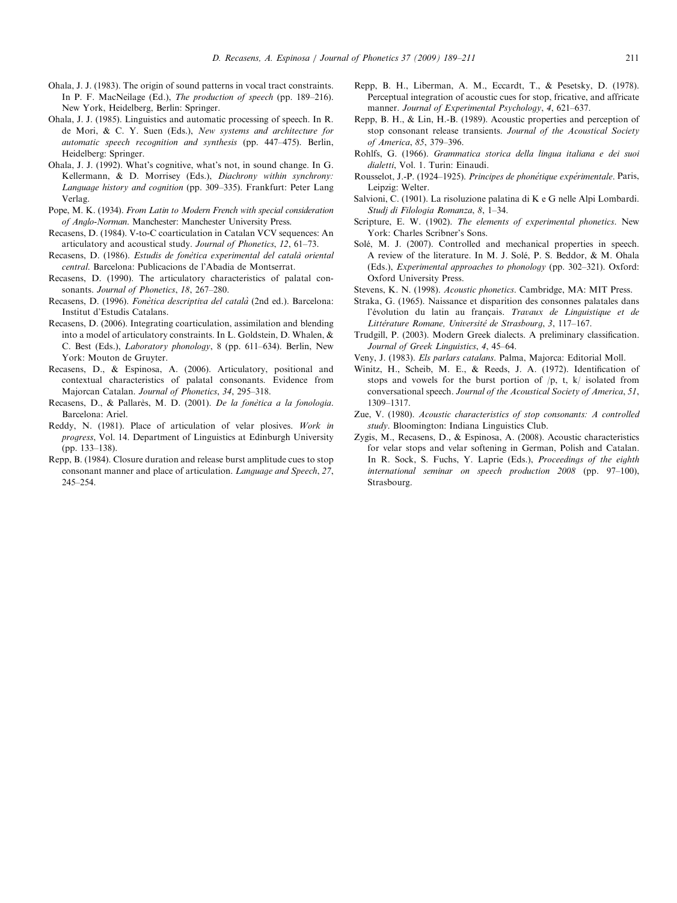Ohala, J. J. (1983). The origin of sound patterns in vocal tract constraints. In P. F. MacNeilage (Ed.), *The production of speech* (pp. 189–216). New York, Heidelberg, Berlin: Springer.

Ohala, J. J. (1985). Linguistics and automatic processing of speech. In R. de Mori, & C. Y. Suen (Eds.), *New systems and architecture for automatic speech recognition and synthesis* (pp. 447–475). Berlin, Heidelberg: Springer.

Ohala, J. J. (1992). What's cognitive, what's not, in sound change. In G. Kellermann, & D. Morrisey (Eds.), *Diachrony within synchrony: Language history and cognition* (pp. 309–335). Frankfurt: Peter Lang Verlag.

Pope, M. K. (1934). *From Latin to Modern French with special consideration of Anglo-Norman*. Manchester: Manchester University Press.

Recasens, D. (1984). V-to-C coarticulation in Catalan VCV sequences: An articulatory and acoustical study. *Journal of Phonetics*, *12*, 61–73.

Recasens, D. (1986). *Estudis de fonètica experimental del català oriental central*. Barcelona: Publicacions de l'Abadia de Montserrat.

Recasens, D. (1990). The articulatory characteristics of palatal consonants. *Journal of Phonetics*, *18*, 267–280.

Recasens, D. (1996). *Fonètica descriptiva del català* (2nd ed.). Barcelona: Institut d'Estudis Catalans.

Recasens, D. (2006). Integrating coarticulation, assimilation and blending into a model of articulatory constraints. In L. Goldstein, D. Whalen, & C. Best (Eds.), *Laboratory phonology*, 8 (pp. 611–634). Berlin, New York: Mouton de Gruyter.

Recasens, D., & Espinosa, A. (2006). Articulatory, positional and contextual characteristics of palatal consonants. Evidence from Majorcan Catalan. *Journal of Phonetics*, *34*, 295–318.

Recasens, D., & Pallarès, M. D. (2001). *De la fonètica a la fonologia*. Barcelona: Ariel.

Reddy, N. (1981). Place of articulation of velar plosives. *Work in progress*, Vol. 14. Department of Linguistics at Edinburgh University (pp. 133–138).

Repp, B. (1984). Closure duration and release burst amplitude cues to stop consonant manner and place of articulation. *Language and Speech*, *27*, 245–254.

Repp, B. H., Liberman, A. M., Eccardt, T., & Pesetsky, D. (1978). Perceptual integration of acoustic cues for stop, fricative, and affricate manner. *Journal of Experimental Psychology*, *4*, 621–637.

Repp, B. H., & Lin, H.-B. (1989). Acoustic properties and perception of stop consonant release transients. *Journal of the Acoustical Society of America*, *85*, 379–396.

Rohlfs, G. (1966). *Grammatica storica della lingua italiana e dei suoi dialetti*, Vol. 1. Turin: Einaudi.

Rousselot, J.-P. (1924–1925). *Principes de phonétique expérimentale*. Paris, Leipzig: Welter.

Salvioni, C. (1901). La risoluzione palatina di K e G nelle Alpi Lombardi. *Studj di Filologia Romanza*, *8*, 1–34.

Scripture, E. W. (1902). *The elements of experimental phonetics*. New York: Charles Scribner's Sons.

Solé, M. J. (2007). Controlled and mechanical properties in speech. A review of the literature. In M. J. Solé, P. S. Beddor, & M. Ohala (Eds.), *Experimental approaches to phonology* (pp. 302–321). Oxford: Oxford University Press.

Stevens, K. N. (1998). *Acoustic phonetics*. Cambridge, MA: MIT Press.

Straka, G. (1965). Naissance et disparition des consonnes palatales dans l'évolution du latin au français. *Travaux de Linguistique et de Littérature Romane, Université de Strasbourg*, *3*, 117–167.

Trudgill, P. (2003). Modern Greek dialects. A preliminary classification. *Journal of Greek Linguistics*, *4*, 45–64.

Veny, J. (1983). *Els parlars catalans*. Palma, Majorca: Editorial Moll.

Winitz, H., Scheib, M. E., & Reeds, J. A. (1972). Identification of stops and vowels for the burst portion of /p, t, k/ isolated from conversational speech. *Journal of the Acoustical Society of America*, *51*, 1309–1317.

Zue, V. (1980). *Acoustic characteristics of stop consonants: A controlled study*. Bloomington: Indiana Linguistics Club.

Zygis, M., Recasens, D., & Espinosa, A. (2008). Acoustic characteristics for velar stops and velar softening in German, Polish and Catalan. In R. Sock, S. Fuchs, Y. Laprie (Eds.), *Proceedings of the eighth international seminar on speech production 2008* (pp. 97–100), Strasbourg.